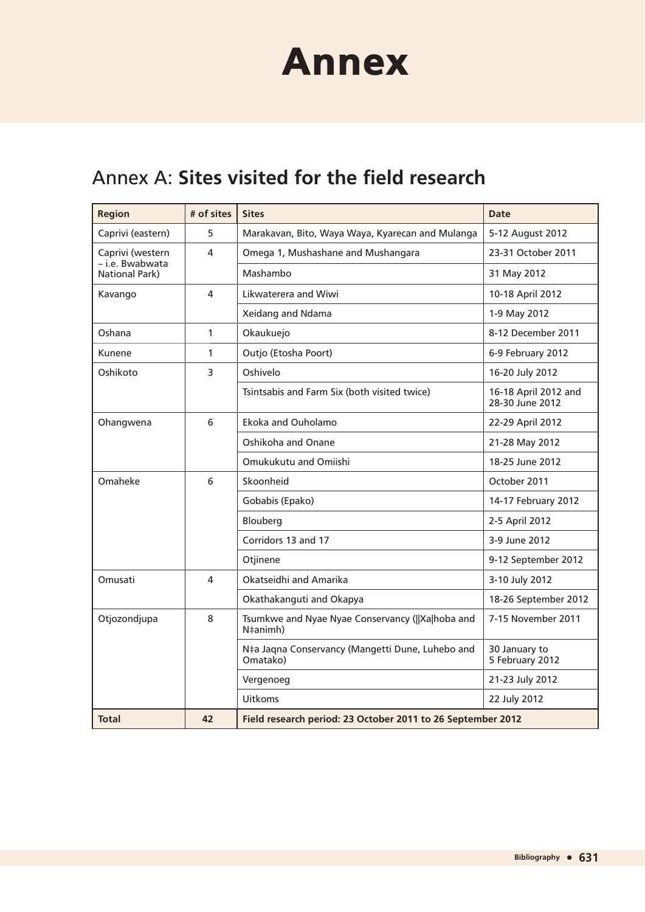# Annex

## Annex A: **Sites visited for the field research**

| Region | # of sites | Sites | Date |
|---|---|---|---|
| Caprivi (eastern) | 5 | Marakavan, Bito, Waya Waya, Kyarecan and Mulanga | 5-12 August 2012 |
| Caprivi (western – i.e. Bwabwata National Park) | 4 | Omega 1, Mushashane and Mushangara | 23-31 October 2011 |
| | | Mashambo | 31 May 2012 |
| Kavango | 4 | Likwaterera and Wiwi | 10-18 April 2012 |
| | | Xeidang and Ndama | 1-9 May 2012 |
| Oshana | 1 | Okaukuejo | 8-12 December 2011 |
| Kunene | 1 | Outjo (Etosha Poort) | 6-9 February 2012 |
| Oshikoto | 3 | Oshivelo | 16-20 July 2012 |
| | | Tsintsabis and Farm Six (both visited twice) | 16-18 April 2012 and 28-30 June 2012 |
| Ohangwena | 6 | Ekoka and Ouholamo | 22-29 April 2012 |
| | | Oshikoha and Onane | 21-28 May 2012 |
| | | Omukukutu and Omiishi | 18-25 June 2012 |
| Omaheke | 6 | Skoonheid | October 2011 |
| | | Gobabis (Epako) | 14-17 February 2012 |
| | | Blouberg | 2-5 April 2012 |
| | | Corridors 13 and 17 | 3-9 June 2012 |
| | | Otjinene | 9-12 September 2012 |
| Omusati | 4 | Okatseidhi and Amarika | 3-10 July 2012 |
| | | Okathakanguti and Okapya | 18-26 September 2012 |
| Otjozondjupa | 8 | Tsumkwe and Nyae Nyae Conservancy (‖Xa|hoba and N‡animh) | 7-15 November 2011 |
| | | N‡a Jaqna Conservancy (Mangetti Dune, Luhebo and Omatako) | 30 January to 5 February 2012 |
| | | Vergenoeg | 21-23 July 2012 |
| | | Uitkoms | 22 July 2012 |
| **Total** | **42** | **Field research period: 23 October 2011 to 26 September 2012** | |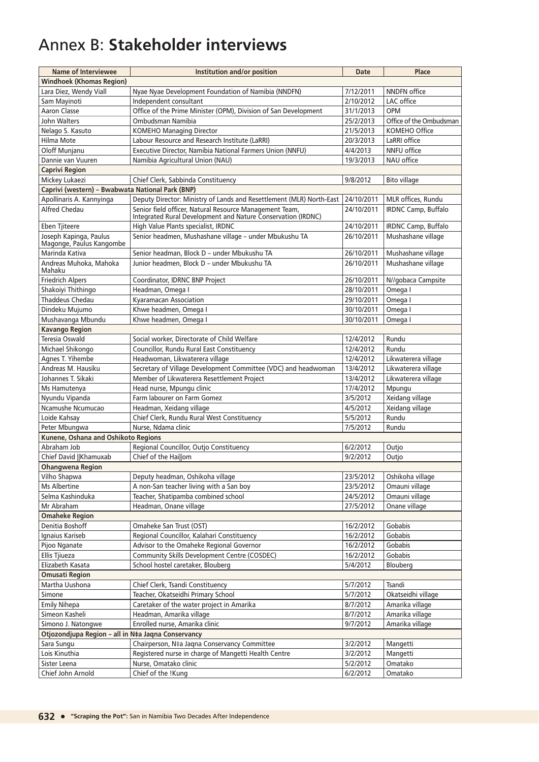# Annex B: **Stakeholder interviews**

| Name of Interviewee | Institution and/or position | Date | Place |
|---|---|---|---|
| **Windhoek (Khomas Region)** | | | |
| Lara Diez, Wendy Viall | Nyae Nyae Development Foundation of Namibia (NNDFN) | 7/12/2011 | NNDFN office |
| Sam Mayinoti | Independent consultant | 2/10/2012 | LAC office |
| Aaron Classe | Office of the Prime Minister (OPM), Division of San Development | 31/1/2013 | OPM |
| John Walters | Ombudsman Namibia | 25/2/2013 | Office of the Ombudsman |
| Nelago S. Kasuto | KOMEHO Managing Director | 21/5/2013 | KOMEHO Office |
| Hilma Mote | Labour Resource and Research Institute (LaRRI) | 20/3/2013 | LaRRI office |
| Oloff Munjanu | Executive Director, Namibia National Farmers Union (NNFU) | 4/4/2013 | NNFU office |
| Dannie van Vuuren | Namibia Agricultural Union (NAU) | 19/3/2013 | NAU office |
| **Caprivi Region** | | | |
| Mickey Lukaezi | Chief Clerk, Sabbinda Constituency | 9/8/2012 | Bito village |
| **Caprivi (western) – Bwabwata National Park (BNP)** | | | |
| Apollinaris A. Kannyinga | Deputy Director: Ministry of Lands and Resettlement (MLR) North-East | 24/10/2011 | MLR offices, Rundu |
| Alfred Chedau | Senior field officer, Natural Resource Management Team, Integrated Rural Development and Nature Conservation (IRDNC) | 24/10/2011 | IRDNC Camp, Buffalo |
| Eben Tjiteere | High Value Plants specialist, IRDNC | 24/10/2011 | IRDNC Camp, Buffalo |
| Joseph Kapinga, Paulus Magonge, Paulus Kangombe | Senior headmen, Mushashane village – under Mbukushu TA | 26/10/2011 | Mushashane village |
| Marinda Kativa | Senior headman, Block D – under Mbukushu TA | 26/10/2011 | Mushashane village |
| Andreas Muhoka, Mahoka Mahaku | Junior headmen, Block D – under Mbukushu TA | 26/10/2011 | Mushashane village |
| Friedrich Alpers | Coordinator, IDRNC BNP Project | 26/10/2011 | N//gobaca Campsite |
| Shakoiyi Thithingo | Headman, Omega I | 28/10/2011 | Omega I |
| Thaddeus Chedau | Kyaramacan Association | 29/10/2011 | Omega I |
| Dindeku Mujumo | Khwe headmen, Omega I | 30/10/2011 | Omega I |
| Mushavanga Mbundu | Khwe headmen, Omega I | 30/10/2011 | Omega I |
| **Kavango Region** | | | |
| Teresia Oswald | Social worker, Directorate of Child Welfare | 12/4/2012 | Rundu |
| Michael Shikongo | Councillor, Rundu Rural East Constituency | 12/4/2012 | Rundu |
| Agnes T. Yihembe | Headwoman, Likwaterera village | 12/4/2012 | Likwaterera village |
| Andreas M. Hausiku | Secretary of Village Development Committee (VDC) and headwoman | 13/4/2012 | Likwaterera village |
| Johannes T. Sikaki | Member of Likwaterera Resettlement Project | 13/4/2012 | Likwaterera village |
| Ms Hamutenya | Head nurse, Mpungu clinic | 17/4/2012 | Mpungu |
| Nyundu Vipanda | Farm labourer on Farm Gomez | 3/5/2012 | Xeidang village |
| Ncamushe Ncumucao | Headman, Xeidang village | 4/5/2012 | Xeidang village |
| Loide Kahsay | Chief Clerk, Rundu Rural West Constituency | 5/5/2012 | Rundu |
| Peter Mbungwa | Nurse, Ndama clinic | 7/5/2012 | Rundu |
| **Kunene, Oshana and Oshikoto Regions** | | | |
| Abraham Job | Regional Councillor, Outjo Constituency | 6/2/2012 | Outjo |
| Chief David ǁKhamuxab | Chief of the Haiǁom | 9/2/2012 | Outjo |
| **Ohangwena Region** | | | |
| Vilho Shapwa | Deputy headman, Oshikoha village | 23/5/2012 | Oshikoha village |
| Ms Albertine | A non-San teacher living with a San boy | 23/5/2012 | Omauni village |
| Selma Kashinduka | Teacher, Shatipamba combined school | 24/5/2012 | Omauni village |
| Mr Abraham | Headman, Onane village | 27/5/2012 | Onane village |
| **Omaheke Region** | | | |
| Denitia Boshoff | Omaheke San Trust (OST) | 16/2/2012 | Gobabis |
| Ignaius Kariseb | Regional Councillor, Kalahari Constituency | 16/2/2012 | Gobabis |
| Pijoo Nganate | Advisor to the Omaheke Regional Governor | 16/2/2012 | Gobabis |
| Ellis Tjiueza | Community Skills Development Centre (COSDEC) | 16/2/2012 | Gobabis |
| Elizabeth Kasata | School hostel caretaker, Blouberg | 5/4/2012 | Blouberg |
| **Omusati Region** | | | |
| Martha Uushona | Chief Clerk, Tsandi Constituency | 5/7/2012 | Tsandi |
| Simone | Teacher, Okatseidhi Primary School | 5/7/2012 | Okatseidhi village |
| Emily Nihepa | Caretaker of the water project in Amarika | 8/7/2012 | Amarika village |
| Simeon Kasheli | Headman, Amarika village | 8/7/2012 | Amarika village |
| Simono J. Natongwe | Enrolled nurse, Amarika clinic | 9/7/2012 | Amarika village |
| **Otjozondjupa Region – all in N‡a Jaqna Conservancy** | | | |
| Sara Sungu | Chairperson, N‡a Jaqna Conservancy Committee | 3/2/2012 | Mangetti |
| Lois Kinuthia | Registered nurse in charge of Mangetti Health Centre | 3/2/2012 | Mangetti |
| Sister Leena | Nurse, Omatako clinic | 5/2/2012 | Omatako |
| Chief John Arnold | Chief of the !Kung | 6/2/2012 | Omatako |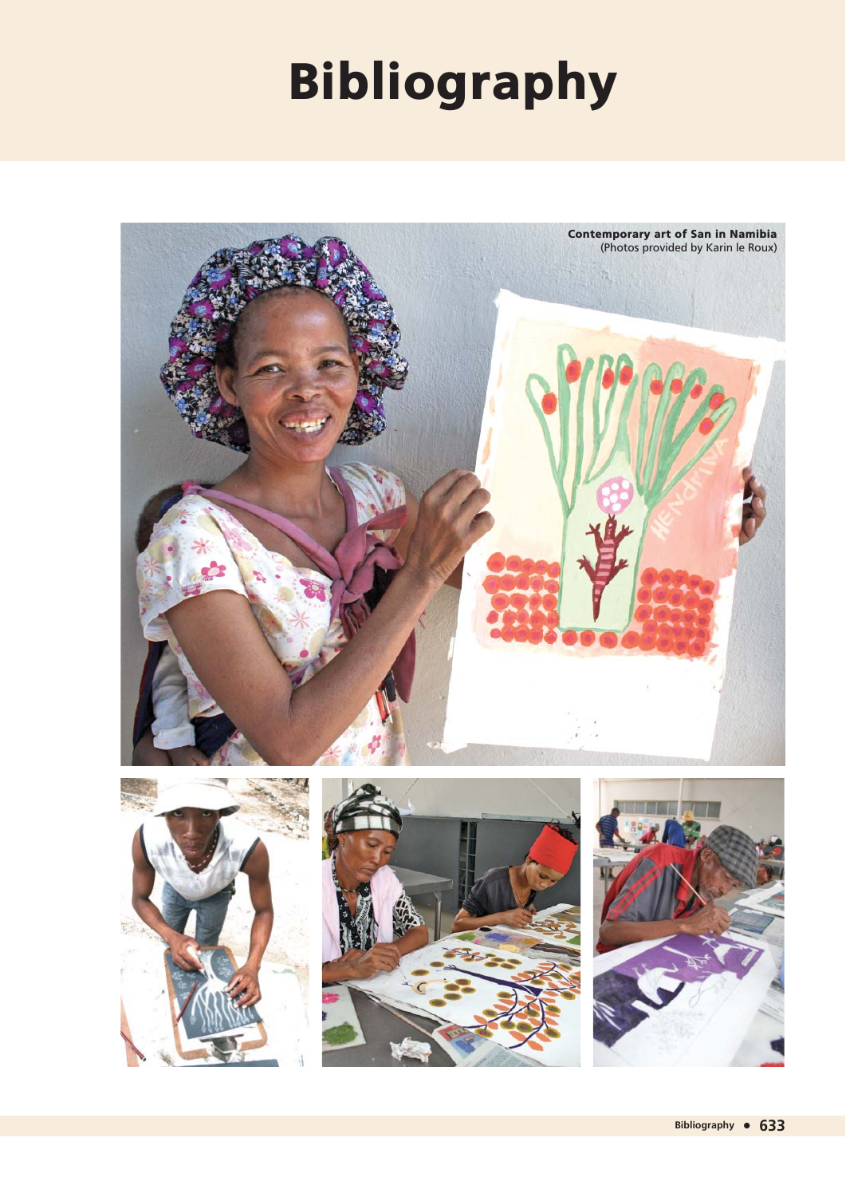# Bibliography

**Contemporary art of San in Namibia**
(Photos provided by Karin le Roux)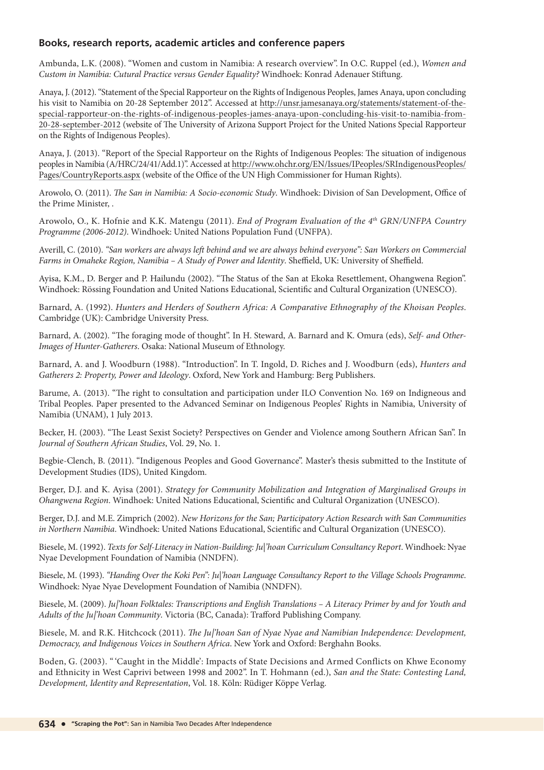## Books, research reports, academic articles and conference papers

Ambunda, L.K. (2008). "Women and custom in Namibia: A research overview". In O.C. Ruppel (ed.), *Women and Custom in Namibia: Cutural Practice versus Gender Equality?* Windhoek: Konrad Adenauer Stiftung.

Anaya, J. (2012). "Statement of the Special Rapporteur on the Rights of Indigenous Peoples, James Anaya, upon concluding his visit to Namibia on 20-28 September 2012". Accessed at http://unsr.jamesanaya.org/statements/statement-of-the-special-rapporteur-on-the-rights-of-indigenous-peoples-james-anaya-upon-concluding-his-visit-to-namibia-from-20-28-september-2012 (website of The University of Arizona Support Project for the United Nations Special Rapporteur on the Rights of Indigenous Peoples).

Anaya, J. (2013). "Report of the Special Rapporteur on the Rights of Indigenous Peoples: The situation of indigenous peoples in Namibia (A/HRC/24/41/Add.1)". Accessed at http://www.ohchr.org/EN/Issues/IPeoples/SRIndigenousPeoples/Pages/CountryReports.aspx (website of the Office of the UN High Commissioner for Human Rights).

Arowolo, O. (2011). *The San in Namibia: A Socio-economic Study*. Windhoek: Division of San Development, Office of the Prime Minister, .

Arowolo, O., K. Hofnie and K.K. Matengu (2011). *End of Program Evaluation of the 4th GRN/UNFPA Country Programme (2006-2012)*. Windhoek: United Nations Population Fund (UNFPA).

Averill, C. (2010). *"San workers are always left behind and we are always behind everyone": San Workers on Commercial Farms in Omaheke Region, Namibia – A Study of Power and Identity*. Sheffield, UK: University of Sheffield.

Ayisa, K.M., D. Berger and P. Hailundu (2002). "The Status of the San at Ekoka Resettlement, Ohangwena Region". Windhoek: Rössing Foundation and United Nations Educational, Scientific and Cultural Organization (UNESCO).

Barnard, A. (1992). *Hunters and Herders of Southern Africa: A Comparative Ethnography of the Khoisan Peoples*. Cambridge (UK): Cambridge University Press.

Barnard, A. (2002). "The foraging mode of thought". In H. Steward, A. Barnard and K. Omura (eds), *Self- and Other-Images of Hunter-Gatherers*. Osaka: National Museum of Ethnology.

Barnard, A. and J. Woodburn (1988). "Introduction". In T. Ingold, D. Riches and J. Woodburn (eds), *Hunters and Gatherers 2: Property, Power and Ideology*. Oxford, New York and Hamburg: Berg Publishers.

Barume, A. (2013). "The right to consultation and participation under ILO Convention No. 169 on Indigneous and Tribal Peoples. Paper presented to the Advanced Seminar on Indigenous Peoples' Rights in Namibia, University of Namibia (UNAM), 1 July 2013.

Becker, H. (2003). "The Least Sexist Society? Perspectives on Gender and Violence among Southern African San". In *Journal of Southern African Studies*, Vol. 29, No. 1.

Begbie-Clench, B. (2011). "Indigenous Peoples and Good Governance". Master's thesis submitted to the Institute of Development Studies (IDS), United Kingdom.

Berger, D.J. and K. Ayisa (2001). *Strategy for Community Mobilization and Integration of Marginalised Groups in Ohangwena Region*. Windhoek: United Nations Educational, Scientific and Cultural Organization (UNESCO).

Berger, D.J. and M.E. Zimprich (2002). *New Horizons for the San; Participatory Action Research with San Communities in Northern Namibia*. Windhoek: United Nations Educational, Scientific and Cultural Organization (UNESCO).

Biesele, M. (1992). *Texts for Self-Literacy in Nation-Building: Ju|'hoan Curriculum Consultancy Report*. Windhoek: Nyae Nyae Development Foundation of Namibia (NNDFN).

Biesele, M. (1993). *"Handing Over the Koki Pen": Ju|'hoan Language Consultancy Report to the Village Schools Programme.* Windhoek: Nyae Nyae Development Foundation of Namibia (NNDFN).

Biesele, M. (2009). *Ju|'hoan Folktales: Transcriptions and English Translations – A Literacy Primer by and for Youth and Adults of the Ju|'hoan Community*. Victoria (BC, Canada): Trafford Publishing Company.

Biesele, M. and R.K. Hitchcock (2011). *The Ju|'hoan San of Nyae Nyae and Namibian Independence: Development, Democracy, and Indigenous Voices in Southern Africa*. New York and Oxford: Berghahn Books.

Boden, G. (2003). " 'Caught in the Middle': Impacts of State Decisions and Armed Conflicts on Khwe Economy and Ethnicity in West Caprivi between 1998 and 2002". In T. Hohmann (ed.), *San and the State: Contesting Land, Development, Identity and Representation*, Vol. 18. Köln: Rüdiger Köppe Verlag.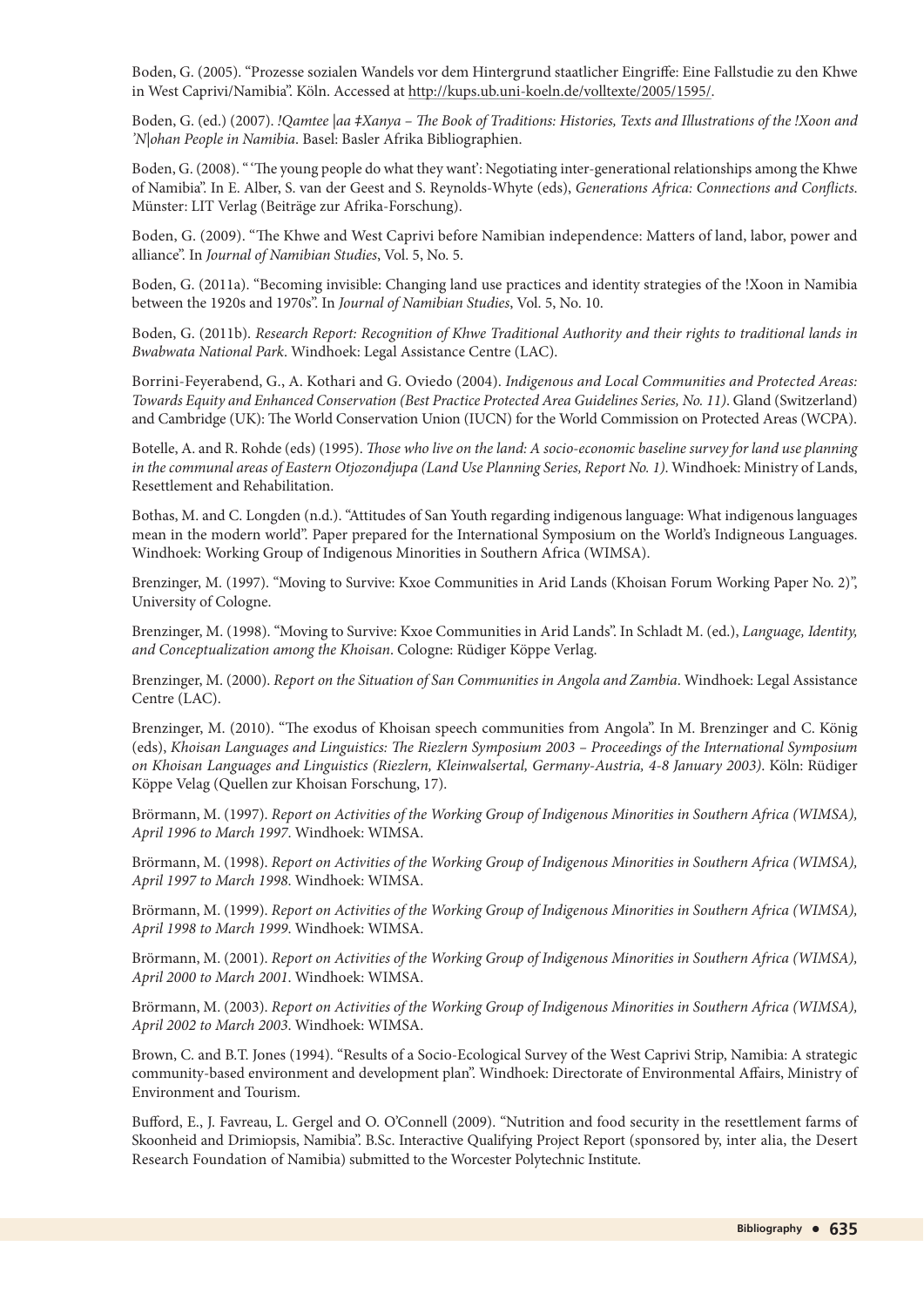Boden, G. (2005). "Prozesse sozialen Wandels vor dem Hintergrund staatlicher Eingriffe: Eine Fallstudie zu den Khwe in West Caprivi/Namibia". Köln. Accessed at http://kups.ub.uni-koeln.de/volltexte/2005/1595/.

Boden, G. (ed.) (2007). *!Qamtee |aa ǂXanya – The Book of Traditions: Histories, Texts and Illustrations of the !Xoon and 'N|ohan People in Namibia*. Basel: Basler Afrika Bibliographien.

Boden, G. (2008). "'The young people do what they want': Negotiating inter-generational relationships among the Khwe of Namibia". In E. Alber, S. van der Geest and S. Reynolds-Whyte (eds), *Generations Africa: Connections and Conflicts*. Münster: LIT Verlag (Beiträge zur Afrika-Forschung).

Boden, G. (2009). "The Khwe and West Caprivi before Namibian independence: Matters of land, labor, power and alliance". In *Journal of Namibian Studies*, Vol. 5, No. 5.

Boden, G. (2011a). "Becoming invisible: Changing land use practices and identity strategies of the !Xoon in Namibia between the 1920s and 1970s". In *Journal of Namibian Studies*, Vol. 5, No. 10.

Boden, G. (2011b). *Research Report: Recognition of Khwe Traditional Authority and their rights to traditional lands in Bwabwata National Park*. Windhoek: Legal Assistance Centre (LAC).

Borrini-Feyerabend, G., A. Kothari and G. Oviedo (2004). *Indigenous and Local Communities and Protected Areas: Towards Equity and Enhanced Conservation (Best Practice Protected Area Guidelines Series, No. 11)*. Gland (Switzerland) and Cambridge (UK): The World Conservation Union (IUCN) for the World Commission on Protected Areas (WCPA).

Botelle, A. and R. Rohde (eds) (1995). *Those who live on the land: A socio-economic baseline survey for land use planning in the communal areas of Eastern Otjozondjupa (Land Use Planning Series, Report No. 1)*. Windhoek: Ministry of Lands, Resettlement and Rehabilitation.

Bothas, M. and C. Longden (n.d.). "Attitudes of San Youth regarding indigenous language: What indigenous languages mean in the modern world". Paper prepared for the International Symposium on the World's Indigneous Languages. Windhoek: Working Group of Indigenous Minorities in Southern Africa (WIMSA).

Brenzinger, M. (1997). "Moving to Survive: Kxoe Communities in Arid Lands (Khoisan Forum Working Paper No. 2)", University of Cologne.

Brenzinger, M. (1998). "Moving to Survive: Kxoe Communities in Arid Lands". In Schladt M. (ed.), *Language, Identity, and Conceptualization among the Khoisan*. Cologne: Rüdiger Köppe Verlag.

Brenzinger, M. (2000). *Report on the Situation of San Communities in Angola and Zambia*. Windhoek: Legal Assistance Centre (LAC).

Brenzinger, M. (2010). "The exodus of Khoisan speech communities from Angola". In M. Brenzinger and C. König (eds), *Khoisan Languages and Linguistics: The Riezlern Symposium 2003 – Proceedings of the International Symposium on Khoisan Languages and Linguistics (Riezlern, Kleinwalsertal, Germany-Austria, 4-8 January 2003)*. Köln: Rüdiger Köppe Velag (Quellen zur Khoisan Forschung, 17).

Brörmann, M. (1997). *Report on Activities of the Working Group of Indigenous Minorities in Southern Africa (WIMSA), April 1996 to March 1997*. Windhoek: WIMSA.

Brörmann, M. (1998). *Report on Activities of the Working Group of Indigenous Minorities in Southern Africa (WIMSA), April 1997 to March 1998*. Windhoek: WIMSA.

Brörmann, M. (1999). *Report on Activities of the Working Group of Indigenous Minorities in Southern Africa (WIMSA), April 1998 to March 1999*. Windhoek: WIMSA.

Brörmann, M. (2001). *Report on Activities of the Working Group of Indigenous Minorities in Southern Africa (WIMSA), April 2000 to March 2001*. Windhoek: WIMSA.

Brörmann, M. (2003). *Report on Activities of the Working Group of Indigenous Minorities in Southern Africa (WIMSA), April 2002 to March 2003*. Windhoek: WIMSA.

Brown, C. and B.T. Jones (1994). "Results of a Socio-Ecological Survey of the West Caprivi Strip, Namibia: A strategic community-based environment and development plan". Windhoek: Directorate of Environmental Affairs, Ministry of Environment and Tourism.

Bufford, E., J. Favreau, L. Gergel and O. O'Connell (2009). "Nutrition and food security in the resettlement farms of Skoonheid and Drimiopsis, Namibia". B.Sc. Interactive Qualifying Project Report (sponsored by, inter alia, the Desert Research Foundation of Namibia) submitted to the Worcester Polytechnic Institute.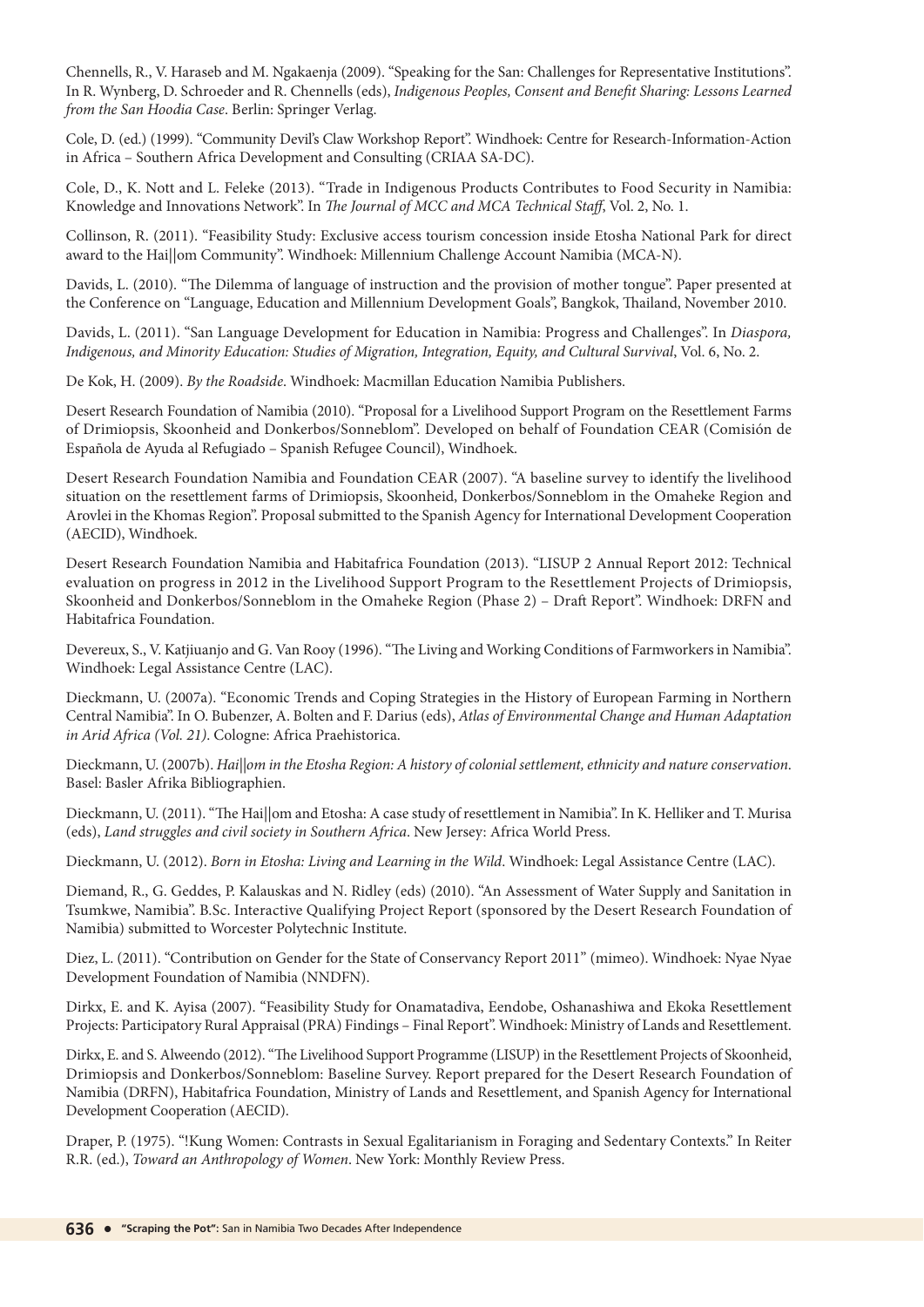Chennells, R., V. Haraseb and M. Ngakaenja (2009). "Speaking for the San: Challenges for Representative Institutions". In R. Wynberg, D. Schroeder and R. Chennells (eds), *Indigenous Peoples, Consent and Benefit Sharing: Lessons Learned from the San Hoodia Case*. Berlin: Springer Verlag.

Cole, D. (ed.) (1999). "Community Devil's Claw Workshop Report". Windhoek: Centre for Research-Information-Action in Africa – Southern Africa Development and Consulting (CRIAA SA-DC).

Cole, D., K. Nott and L. Feleke (2013). "Trade in Indigenous Products Contributes to Food Security in Namibia: Knowledge and Innovations Network". In *The Journal of MCC and MCA Technical Staff*, Vol. 2, No. 1.

Collinson, R. (2011). "Feasibility Study: Exclusive access tourism concession inside Etosha National Park for direct award to the Hai||om Community". Windhoek: Millennium Challenge Account Namibia (MCA-N).

Davids, L. (2010). "The Dilemma of language of instruction and the provision of mother tongue". Paper presented at the Conference on "Language, Education and Millennium Development Goals", Bangkok, Thailand, November 2010.

Davids, L. (2011). "San Language Development for Education in Namibia: Progress and Challenges". In *Diaspora, Indigenous, and Minority Education: Studies of Migration, Integration, Equity, and Cultural Survival*, Vol. 6, No. 2.

De Kok, H. (2009). *By the Roadside*. Windhoek: Macmillan Education Namibia Publishers.

Desert Research Foundation of Namibia (2010). "Proposal for a Livelihood Support Program on the Resettlement Farms of Drimiopsis, Skoonheid and Donkerbos/Sonneblom". Developed on behalf of Foundation CEAR (Comisión de Española de Ayuda al Refugiado – Spanish Refugee Council), Windhoek.

Desert Research Foundation Namibia and Foundation CEAR (2007). "A baseline survey to identify the livelihood situation on the resettlement farms of Drimiopsis, Skoonheid, Donkerbos/Sonneblom in the Omaheke Region and Arovlei in the Khomas Region". Proposal submitted to the Spanish Agency for International Development Cooperation (AECID), Windhoek.

Desert Research Foundation Namibia and Habitafrica Foundation (2013). "LISUP 2 Annual Report 2012: Technical evaluation on progress in 2012 in the Livelihood Support Program to the Resettlement Projects of Drimiopsis, Skoonheid and Donkerbos/Sonneblom in the Omaheke Region (Phase 2) – Draft Report". Windhoek: DRFN and Habitafrica Foundation.

Devereux, S., V. Katjiuanjo and G. Van Rooy (1996). "The Living and Working Conditions of Farmworkers in Namibia". Windhoek: Legal Assistance Centre (LAC).

Dieckmann, U. (2007a). "Economic Trends and Coping Strategies in the History of European Farming in Northern Central Namibia". In O. Bubenzer, A. Bolten and F. Darius (eds), *Atlas of Environmental Change and Human Adaptation in Arid Africa (Vol. 21)*. Cologne: Africa Praehistorica.

Dieckmann, U. (2007b). *Hai||om in the Etosha Region: A history of colonial settlement, ethnicity and nature conservation*. Basel: Basler Afrika Bibliographien.

Dieckmann, U. (2011). "The Hai||om and Etosha: A case study of resettlement in Namibia". In K. Helliker and T. Murisa (eds), *Land struggles and civil society in Southern Africa*. New Jersey: Africa World Press.

Dieckmann, U. (2012). *Born in Etosha: Living and Learning in the Wild*. Windhoek: Legal Assistance Centre (LAC).

Diemand, R., G. Geddes, P. Kalauskas and N. Ridley (eds) (2010). "An Assessment of Water Supply and Sanitation in Tsumkwe, Namibia". B.Sc. Interactive Qualifying Project Report (sponsored by the Desert Research Foundation of Namibia) submitted to Worcester Polytechnic Institute.

Diez, L. (2011). "Contribution on Gender for the State of Conservancy Report 2011" (mimeo). Windhoek: Nyae Nyae Development Foundation of Namibia (NNDFN).

Dirkx, E. and K. Ayisa (2007). "Feasibility Study for Onamatadiva, Eendobe, Oshanashiwa and Ekoka Resettlement Projects: Participatory Rural Appraisal (PRA) Findings – Final Report". Windhoek: Ministry of Lands and Resettlement.

Dirkx, E. and S. Alweendo (2012). "The Livelihood Support Programme (LISUP) in the Resettlement Projects of Skoonheid, Drimiopsis and Donkerbos/Sonneblom: Baseline Survey. Report prepared for the Desert Research Foundation of Namibia (DRFN), Habitafrica Foundation, Ministry of Lands and Resettlement, and Spanish Agency for International Development Cooperation (AECID).

Draper, P. (1975). "!Kung Women: Contrasts in Sexual Egalitarianism in Foraging and Sedentary Contexts." In Reiter R.R. (ed.), *Toward an Anthropology of Women*. New York: Monthly Review Press.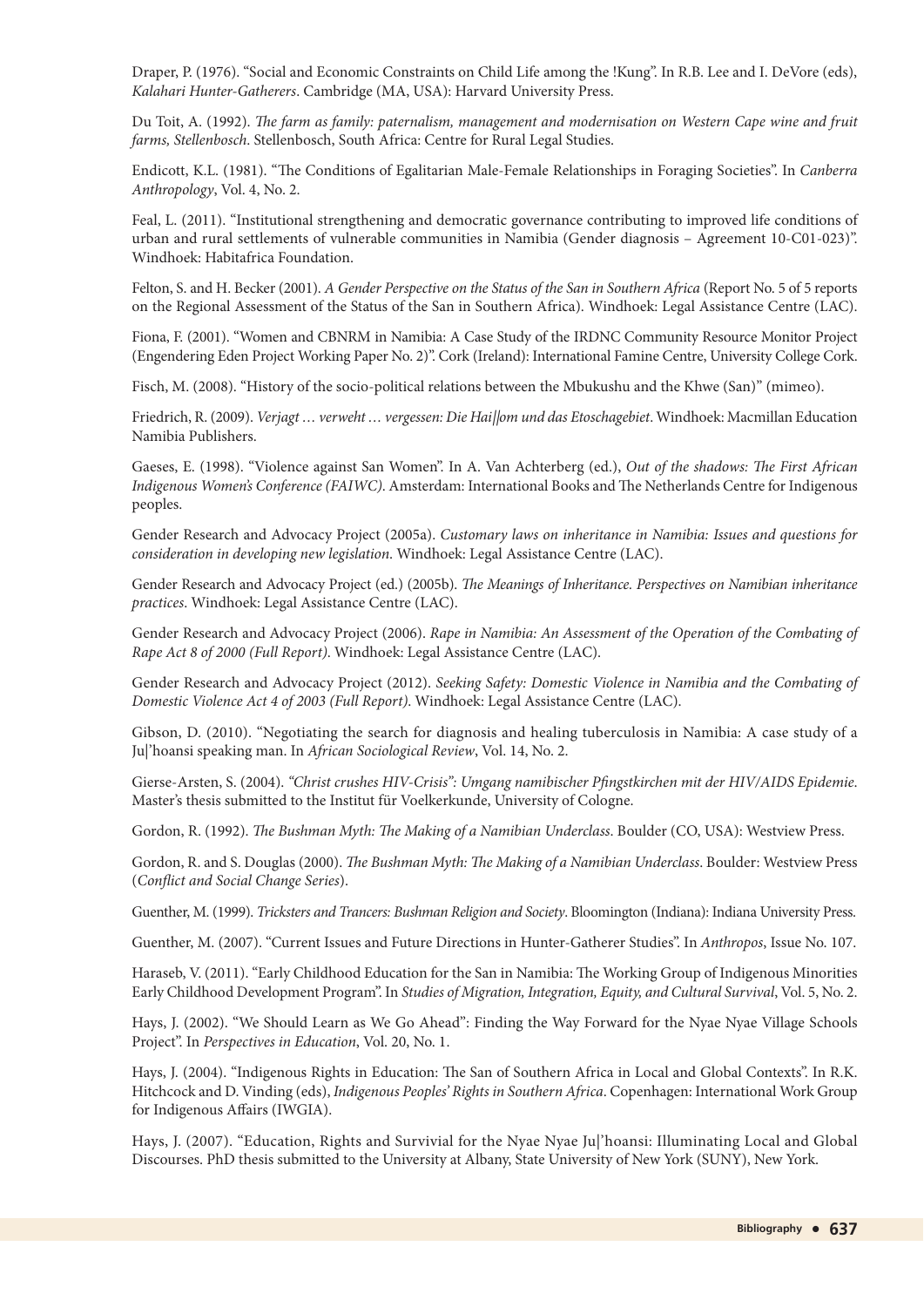Draper, P. (1976). "Social and Economic Constraints on Child Life among the !Kung". In R.B. Lee and I. DeVore (eds), *Kalahari Hunter-Gatherers*. Cambridge (MA, USA): Harvard University Press.

Du Toit, A. (1992). *The farm as family: paternalism, management and modernisation on Western Cape wine and fruit farms, Stellenbosch*. Stellenbosch, South Africa: Centre for Rural Legal Studies.

Endicott, K.L. (1981). "The Conditions of Egalitarian Male-Female Relationships in Foraging Societies". In *Canberra Anthropology*, Vol. 4, No. 2.

Feal, L. (2011). "Institutional strengthening and democratic governance contributing to improved life conditions of urban and rural settlements of vulnerable communities in Namibia (Gender diagnosis – Agreement 10-C01-023)". Windhoek: Habitafrica Foundation.

Felton, S. and H. Becker (2001). *A Gender Perspective on the Status of the San in Southern Africa* (Report No. 5 of 5 reports on the Regional Assessment of the Status of the San in Southern Africa). Windhoek: Legal Assistance Centre (LAC).

Fiona, F. (2001). "Women and CBNRM in Namibia: A Case Study of the IRDNC Community Resource Monitor Project (Engendering Eden Project Working Paper No. 2)". Cork (Ireland): International Famine Centre, University College Cork.

Fisch, M. (2008). "History of the socio-political relations between the Mbukushu and the Khwe (San)" (mimeo).

Friedrich, R. (2009). *Verjagt … verweht … vergessen: Die Hai||om und das Etoschagebiet*. Windhoek: Macmillan Education Namibia Publishers.

Gaeses, E. (1998). "Violence against San Women". In A. Van Achterberg (ed.), *Out of the shadows: The First African Indigenous Women's Conference (FAIWC)*. Amsterdam: International Books and The Netherlands Centre for Indigenous peoples.

Gender Research and Advocacy Project (2005a). *Customary laws on inheritance in Namibia: Issues and questions for consideration in developing new legislation*. Windhoek: Legal Assistance Centre (LAC).

Gender Research and Advocacy Project (ed.) (2005b). *The Meanings of Inheritance. Perspectives on Namibian inheritance practices*. Windhoek: Legal Assistance Centre (LAC).

Gender Research and Advocacy Project (2006). *Rape in Namibia: An Assessment of the Operation of the Combating of Rape Act 8 of 2000 (Full Report)*. Windhoek: Legal Assistance Centre (LAC).

Gender Research and Advocacy Project (2012). *Seeking Safety: Domestic Violence in Namibia and the Combating of Domestic Violence Act 4 of 2003 (Full Report)*. Windhoek: Legal Assistance Centre (LAC).

Gibson, D. (2010). "Negotiating the search for diagnosis and healing tuberculosis in Namibia: A case study of a Ju|'hoansi speaking man. In *African Sociological Review*, Vol. 14, No. 2.

Gierse-Arsten, S. (2004). *"Christ crushes HIV-Crisis": Umgang namibischer Pfingstkirchen mit der HIV/AIDS Epidemie*. Master's thesis submitted to the Institut für Voelkerkunde, University of Cologne.

Gordon, R. (1992). *The Bushman Myth: The Making of a Namibian Underclass*. Boulder (CO, USA): Westview Press.

Gordon, R. and S. Douglas (2000). *The Bushman Myth: The Making of a Namibian Underclass*. Boulder: Westview Press (*Conflict and Social Change Series*).

Guenther, M. (1999). *Tricksters and Trancers: Bushman Religion and Society*. Bloomington (Indiana): Indiana University Press.

Guenther, M. (2007). "Current Issues and Future Directions in Hunter-Gatherer Studies". In *Anthropos*, Issue No. 107.

Haraseb, V. (2011). "Early Childhood Education for the San in Namibia: The Working Group of Indigenous Minorities Early Childhood Development Program". In *Studies of Migration, Integration, Equity, and Cultural Survival*, Vol. 5, No. 2.

Hays, J. (2002). "We Should Learn as We Go Ahead": Finding the Way Forward for the Nyae Nyae Village Schools Project". In *Perspectives in Education*, Vol. 20, No. 1.

Hays, J. (2004). "Indigenous Rights in Education: The San of Southern Africa in Local and Global Contexts". In R.K. Hitchcock and D. Vinding (eds), *Indigenous Peoples' Rights in Southern Africa*. Copenhagen: International Work Group for Indigenous Affairs (IWGIA).

Hays, J. (2007). "Education, Rights and Survivial for the Nyae Nyae Ju|'hoansi: Illuminating Local and Global Discourses. PhD thesis submitted to the University at Albany, State University of New York (SUNY), New York.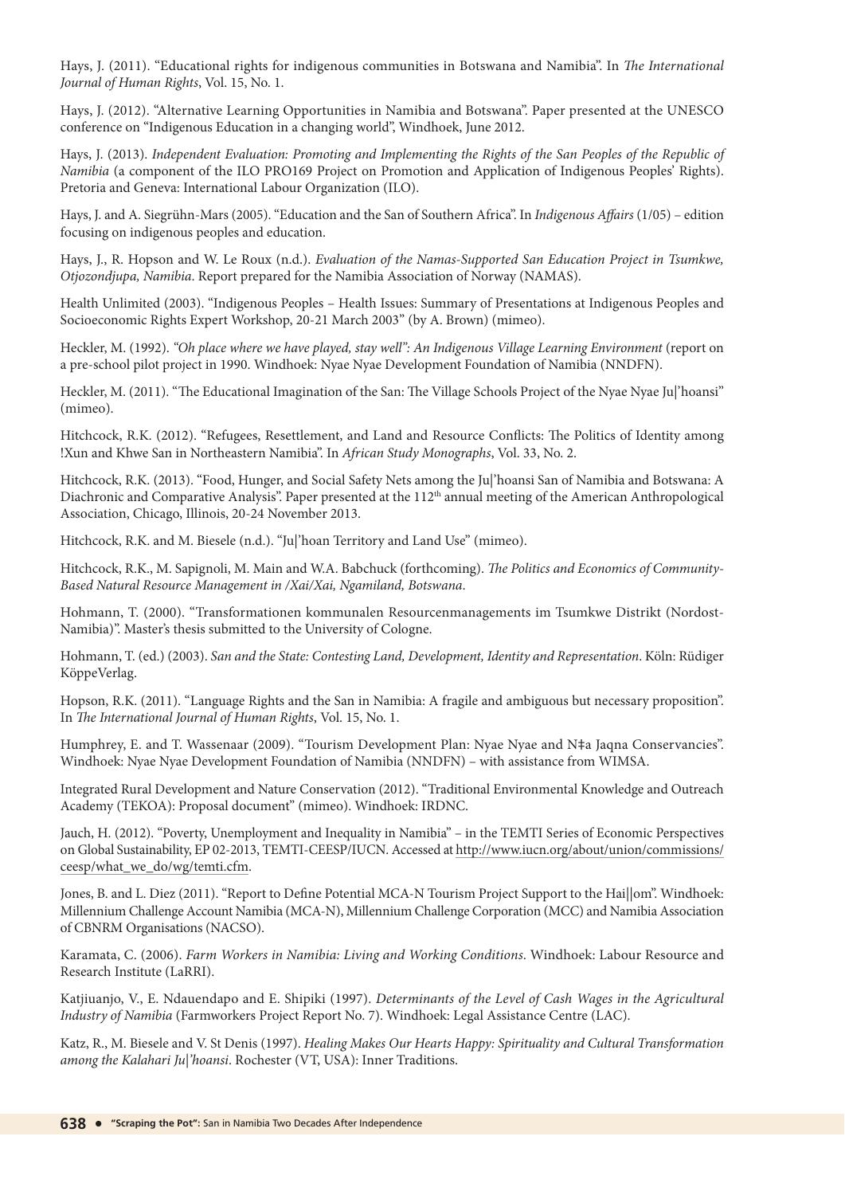Hays, J. (2011). "Educational rights for indigenous communities in Botswana and Namibia". In *The International Journal of Human Rights*, Vol. 15, No. 1.

Hays, J. (2012). "Alternative Learning Opportunities in Namibia and Botswana". Paper presented at the UNESCO conference on "Indigenous Education in a changing world", Windhoek, June 2012.

Hays, J. (2013). *Independent Evaluation: Promoting and Implementing the Rights of the San Peoples of the Republic of Namibia* (a component of the ILO PRO169 Project on Promotion and Application of Indigenous Peoples' Rights). Pretoria and Geneva: International Labour Organization (ILO).

Hays, J. and A. Siegrühn-Mars (2005). "Education and the San of Southern Africa". In *Indigenous Affairs* (1/05) – edition focusing on indigenous peoples and education.

Hays, J., R. Hopson and W. Le Roux (n.d.). *Evaluation of the Namas-Supported San Education Project in Tsumkwe, Otjozondjupa, Namibia*. Report prepared for the Namibia Association of Norway (NAMAS).

Health Unlimited (2003). "Indigenous Peoples – Health Issues: Summary of Presentations at Indigenous Peoples and Socioeconomic Rights Expert Workshop, 20-21 March 2003" (by A. Brown) (mimeo).

Heckler, M. (1992). *"Oh place where we have played, stay well": An Indigenous Village Learning Environment* (report on a pre-school pilot project in 1990. Windhoek: Nyae Nyae Development Foundation of Namibia (NNDFN).

Heckler, M. (2011). "The Educational Imagination of the San: The Village Schools Project of the Nyae Nyae Ju|'hoansi" (mimeo).

Hitchcock, R.K. (2012). "Refugees, Resettlement, and Land and Resource Conflicts: The Politics of Identity among !Xun and Khwe San in Northeastern Namibia". In *African Study Monographs*, Vol. 33, No. 2.

Hitchcock, R.K. (2013). "Food, Hunger, and Social Safety Nets among the Ju|'hoansi San of Namibia and Botswana: A Diachronic and Comparative Analysis". Paper presented at the 112th annual meeting of the American Anthropological Association, Chicago, Illinois, 20-24 November 2013.

Hitchcock, R.K. and M. Biesele (n.d.). "Ju|'hoan Territory and Land Use" (mimeo).

Hitchcock, R.K., M. Sapignoli, M. Main and W.A. Babchuck (forthcoming). *The Politics and Economics of Community-Based Natural Resource Management in /Xai/Xai, Ngamiland, Botswana*.

Hohmann, T. (2000). "Transformationen kommunalen Resourcenmanagements im Tsumkwe Distrikt (Nordost-Namibia)". Master's thesis submitted to the University of Cologne.

Hohmann, T. (ed.) (2003). *San and the State: Contesting Land, Development, Identity and Representation*. Köln: Rüdiger KöppeVerlag.

Hopson, R.K. (2011). "Language Rights and the San in Namibia: A fragile and ambiguous but necessary proposition". In *The International Journal of Human Rights*, Vol. 15, No. 1.

Humphrey, E. and T. Wassenaar (2009). "Tourism Development Plan: Nyae Nyae and N‡a Jaqna Conservancies". Windhoek: Nyae Nyae Development Foundation of Namibia (NNDFN) – with assistance from WIMSA.

Integrated Rural Development and Nature Conservation (2012). "Traditional Environmental Knowledge and Outreach Academy (TEKOA): Proposal document" (mimeo). Windhoek: IRDNC.

Jauch, H. (2012). "Poverty, Unemployment and Inequality in Namibia" – in the TEMTI Series of Economic Perspectives on Global Sustainability, EP 02-2013, TEMTI-CEESP/IUCN. Accessed at http://www.iucn.org/about/union/commissions/ceesp/what_we_do/wg/temti.cfm.

Jones, B. and L. Diez (2011). "Report to Define Potential MCA-N Tourism Project Support to the Hai||om". Windhoek: Millennium Challenge Account Namibia (MCA-N), Millennium Challenge Corporation (MCC) and Namibia Association of CBNRM Organisations (NACSO).

Karamata, C. (2006). *Farm Workers in Namibia: Living and Working Conditions*. Windhoek: Labour Resource and Research Institute (LaRRI).

Katjiuanjo, V., E. Ndauendapo and E. Shipiki (1997). *Determinants of the Level of Cash Wages in the Agricultural Industry of Namibia* (Farmworkers Project Report No. 7). Windhoek: Legal Assistance Centre (LAC).

Katz, R., M. Biesele and V. St Denis (1997). *Healing Makes Our Hearts Happy: Spirituality and Cultural Transformation among the Kalahari Ju|'hoansi*. Rochester (VT, USA): Inner Traditions.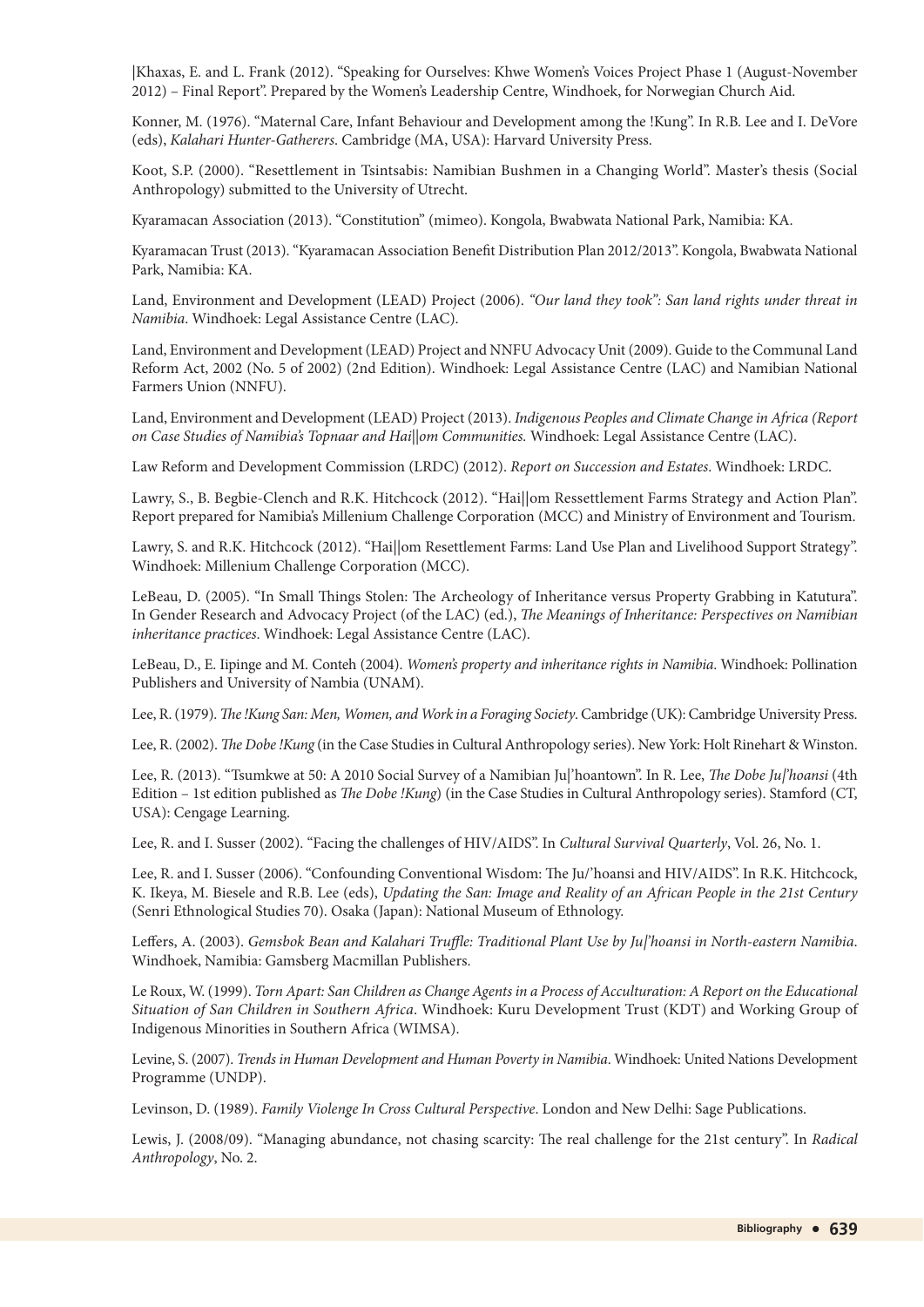|Khaxas, E. and L. Frank (2012). "Speaking for Ourselves: Khwe Women's Voices Project Phase 1 (August-November 2012) – Final Report". Prepared by the Women's Leadership Centre, Windhoek, for Norwegian Church Aid.

Konner, M. (1976). "Maternal Care, Infant Behaviour and Development among the !Kung". In R.B. Lee and I. DeVore (eds), *Kalahari Hunter-Gatherers*. Cambridge (MA, USA): Harvard University Press.

Koot, S.P. (2000). "Resettlement in Tsintsabis: Namibian Bushmen in a Changing World". Master's thesis (Social Anthropology) submitted to the University of Utrecht.

Kyaramacan Association (2013). "Constitution" (mimeo). Kongola, Bwabwata National Park, Namibia: KA.

Kyaramacan Trust (2013). "Kyaramacan Association Benefit Distribution Plan 2012/2013". Kongola, Bwabwata National Park, Namibia: KA.

Land, Environment and Development (LEAD) Project (2006). *"Our land they took": San land rights under threat in Namibia*. Windhoek: Legal Assistance Centre (LAC).

Land, Environment and Development (LEAD) Project and NNFU Advocacy Unit (2009). Guide to the Communal Land Reform Act, 2002 (No. 5 of 2002) (2nd Edition). Windhoek: Legal Assistance Centre (LAC) and Namibian National Farmers Union (NNFU).

Land, Environment and Development (LEAD) Project (2013). *Indigenous Peoples and Climate Change in Africa (Report on Case Studies of Namibia's Topnaar and Hai||om Communities.* Windhoek: Legal Assistance Centre (LAC).

Law Reform and Development Commission (LRDC) (2012). *Report on Succession and Estates*. Windhoek: LRDC.

Lawry, S., B. Begbie-Clench and R.K. Hitchcock (2012). "Hai||om Ressettlement Farms Strategy and Action Plan". Report prepared for Namibia's Millenium Challenge Corporation (MCC) and Ministry of Environment and Tourism.

Lawry, S. and R.K. Hitchcock (2012). "Hai||om Resettlement Farms: Land Use Plan and Livelihood Support Strategy". Windhoek: Millenium Challenge Corporation (MCC).

LeBeau, D. (2005). "In Small Things Stolen: The Archeology of Inheritance versus Property Grabbing in Katutura". In Gender Research and Advocacy Project (of the LAC) (ed.), *The Meanings of Inheritance: Perspectives on Namibian inheritance practices*. Windhoek: Legal Assistance Centre (LAC).

LeBeau, D., E. Iipinge and M. Conteh (2004). *Women's property and inheritance rights in Namibia*. Windhoek: Pollination Publishers and University of Nambia (UNAM).

Lee, R. (1979). *The !Kung San: Men, Women, and Work in a Foraging Society*. Cambridge (UK): Cambridge University Press.

Lee, R. (2002). *The Dobe !Kung* (in the Case Studies in Cultural Anthropology series). New York: Holt Rinehart & Winston.

Lee, R. (2013). "Tsumkwe at 50: A 2010 Social Survey of a Namibian Ju|'hoantown". In R. Lee, *The Dobe Ju|'hoansi* (4th Edition – 1st edition published as *The Dobe !Kung*) (in the Case Studies in Cultural Anthropology series). Stamford (CT, USA): Cengage Learning.

Lee, R. and I. Susser (2002). "Facing the challenges of HIV/AIDS". In *Cultural Survival Quarterly*, Vol. 26, No. 1.

Lee, R. and I. Susser (2006). "Confounding Conventional Wisdom: The Ju/'hoansi and HIV/AIDS". In R.K. Hitchcock, K. Ikeya, M. Biesele and R.B. Lee (eds), *Updating the San: Image and Reality of an African People in the 21st Century* (Senri Ethnological Studies 70). Osaka (Japan): National Museum of Ethnology.

Leffers, A. (2003). *Gemsbok Bean and Kalahari Truffle: Traditional Plant Use by Ju|'hoansi in North-eastern Namibia*. Windhoek, Namibia: Gamsberg Macmillan Publishers.

Le Roux, W. (1999). *Torn Apart: San Children as Change Agents in a Process of Acculturation: A Report on the Educational Situation of San Children in Southern Africa*. Windhoek: Kuru Development Trust (KDT) and Working Group of Indigenous Minorities in Southern Africa (WIMSA).

Levine, S. (2007). *Trends in Human Development and Human Poverty in Namibia*. Windhoek: United Nations Development Programme (UNDP).

Levinson, D. (1989). *Family Violenge In Cross Cultural Perspective*. London and New Delhi: Sage Publications.

Lewis, J. (2008/09). "Managing abundance, not chasing scarcity: The real challenge for the 21st century". In *Radical Anthropology*, No. 2.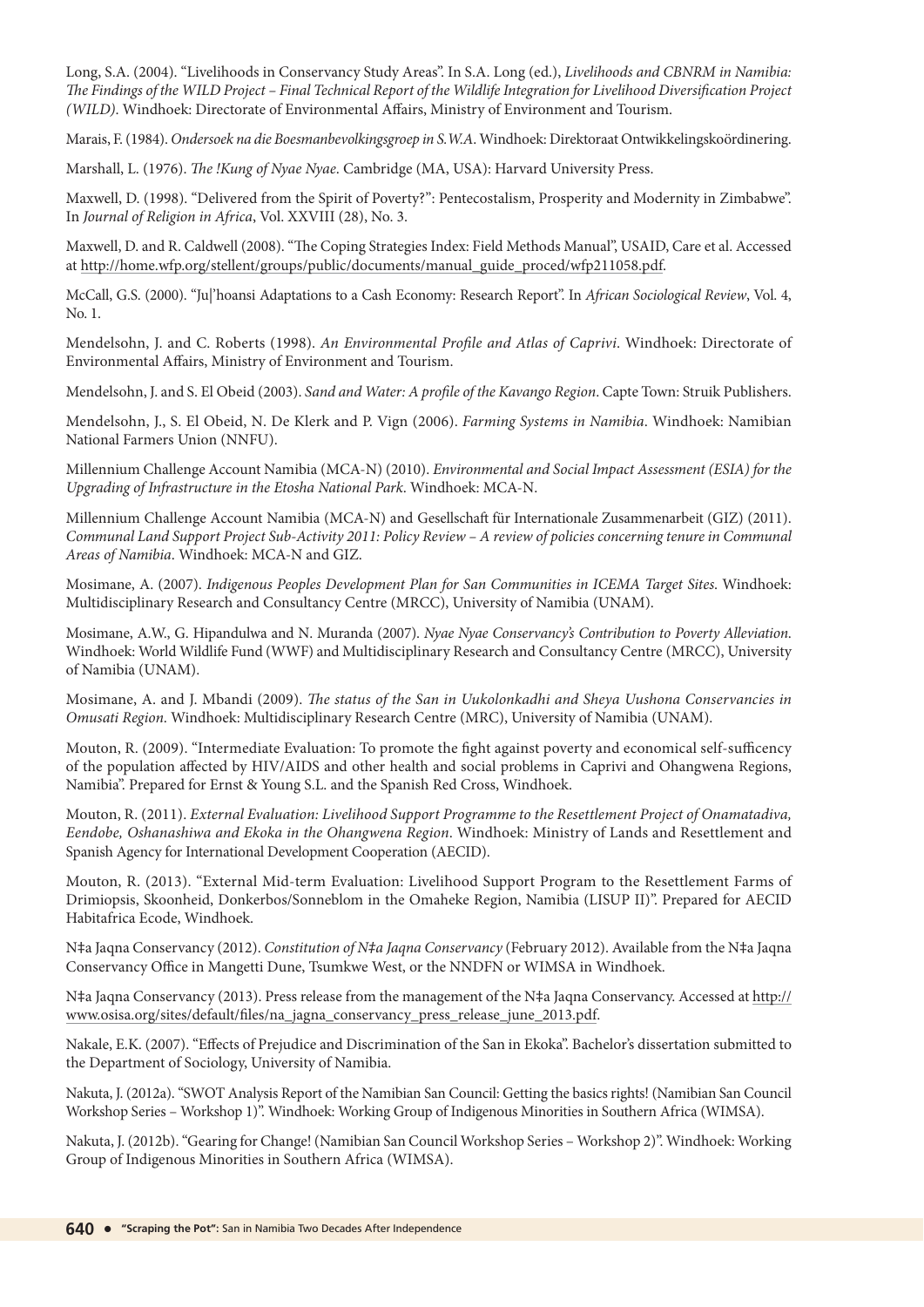Long, S.A. (2004). "Livelihoods in Conservancy Study Areas". In S.A. Long (ed.), *Livelihoods and CBNRM in Namibia: The Findings of the WILD Project – Final Technical Report of the Wildlife Integration for Livelihood Diversification Project (WILD)*. Windhoek: Directorate of Environmental Affairs, Ministry of Environment and Tourism.

Marais, F. (1984). *Ondersoek na die Boesmanbevolkingsgroep in S.W.A*. Windhoek: Direktoraat Ontwikkelingskoördinering.

Marshall, L. (1976). *The !Kung of Nyae Nyae*. Cambridge (MA, USA): Harvard University Press.

Maxwell, D. (1998). "Delivered from the Spirit of Poverty?": Pentecostalism, Prosperity and Modernity in Zimbabwe". In *Journal of Religion in Africa*, Vol. XXVIII (28), No. 3.

Maxwell, D. and R. Caldwell (2008). "The Coping Strategies Index: Field Methods Manual", USAID, Care et al. Accessed at http://home.wfp.org/stellent/groups/public/documents/manual_guide_proced/wfp211058.pdf.

McCall, G.S. (2000). "Ju|'hoansi Adaptations to a Cash Economy: Research Report". In *African Sociological Review*, Vol. 4, No. 1.

Mendelsohn, J. and C. Roberts (1998). *An Environmental Profile and Atlas of Caprivi*. Windhoek: Directorate of Environmental Affairs, Ministry of Environment and Tourism.

Mendelsohn, J. and S. El Obeid (2003). *Sand and Water: A profile of the Kavango Region*. Capte Town: Struik Publishers.

Mendelsohn, J., S. El Obeid, N. De Klerk and P. Vign (2006). *Farming Systems in Namibia*. Windhoek: Namibian National Farmers Union (NNFU).

Millennium Challenge Account Namibia (MCA-N) (2010). *Environmental and Social Impact Assessment (ESIA) for the Upgrading of Infrastructure in the Etosha National Park*. Windhoek: MCA-N.

Millennium Challenge Account Namibia (MCA-N) and Gesellschaft für Internationale Zusammenarbeit (GIZ) (2011). *Communal Land Support Project Sub-Activity 2011: Policy Review – A review of policies concerning tenure in Communal Areas of Namibia*. Windhoek: MCA-N and GIZ.

Mosimane, A. (2007). *Indigenous Peoples Development Plan for San Communities in ICEMA Target Sites*. Windhoek: Multidisciplinary Research and Consultancy Centre (MRCC), University of Namibia (UNAM).

Mosimane, A.W., G. Hipandulwa and N. Muranda (2007). *Nyae Nyae Conservancy's Contribution to Poverty Alleviation*. Windhoek: World Wildlife Fund (WWF) and Multidisciplinary Research and Consultancy Centre (MRCC), University of Namibia (UNAM).

Mosimane, A. and J. Mbandi (2009). *The status of the San in Uukolonkadhi and Sheya Uushona Conservancies in Omusati Region*. Windhoek: Multidisciplinary Research Centre (MRC), University of Namibia (UNAM).

Mouton, R. (2009). "Intermediate Evaluation: To promote the fight against poverty and economical self-sufficency of the population affected by HIV/AIDS and other health and social problems in Caprivi and Ohangwena Regions, Namibia". Prepared for Ernst & Young S.L. and the Spanish Red Cross, Windhoek.

Mouton, R. (2011). *External Evaluation: Livelihood Support Programme to the Resettlement Project of Onamatadiva, Eendobe, Oshanashiwa and Ekoka in the Ohangwena Region*. Windhoek: Ministry of Lands and Resettlement and Spanish Agency for International Development Cooperation (AECID).

Mouton, R. (2013). "External Mid-term Evaluation: Livelihood Support Program to the Resettlement Farms of Drimiopsis, Skoonheid, Donkerbos/Sonneblom in the Omaheke Region, Namibia (LISUP II)". Prepared for AECID Habitafrica Ecode, Windhoek.

N‡a Jaqna Conservancy (2012). *Constitution of N‡a Jaqna Conservancy* (February 2012). Available from the N‡a Jaqna Conservancy Office in Mangetti Dune, Tsumkwe West, or the NNDFN or WIMSA in Windhoek.

N‡a Jaqna Conservancy (2013). Press release from the management of the N‡a Jaqna Conservancy. Accessed at http://www.osisa.org/sites/default/files/na_jagna_conservancy_press_release_june_2013.pdf.

Nakale, E.K. (2007). "Effects of Prejudice and Discrimination of the San in Ekoka". Bachelor's dissertation submitted to the Department of Sociology, University of Namibia.

Nakuta, J. (2012a). "SWOT Analysis Report of the Namibian San Council: Getting the basics rights! (Namibian San Council Workshop Series – Workshop 1)". Windhoek: Working Group of Indigenous Minorities in Southern Africa (WIMSA).

Nakuta, J. (2012b). "Gearing for Change! (Namibian San Council Workshop Series – Workshop 2)". Windhoek: Working Group of Indigenous Minorities in Southern Africa (WIMSA).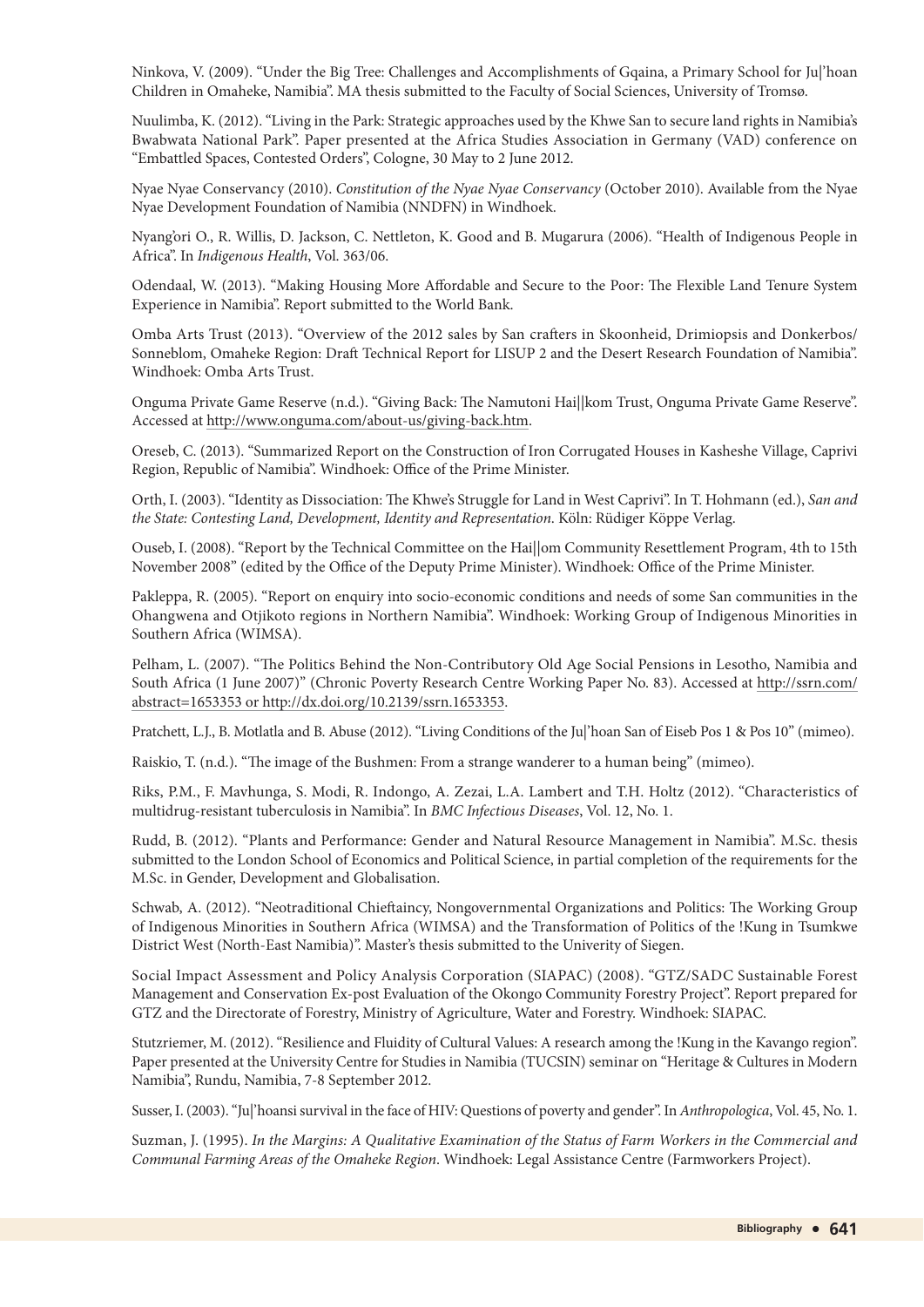Ninkova, V. (2009). "Under the Big Tree: Challenges and Accomplishments of Gqaina, a Primary School for Ju|'hoan Children in Omaheke, Namibia". MA thesis submitted to the Faculty of Social Sciences, University of Tromsø.

Nuulimba, K. (2012). "Living in the Park: Strategic approaches used by the Khwe San to secure land rights in Namibia's Bwabwata National Park". Paper presented at the Africa Studies Association in Germany (VAD) conference on "Embattled Spaces, Contested Orders", Cologne, 30 May to 2 June 2012.

Nyae Nyae Conservancy (2010). *Constitution of the Nyae Nyae Conservancy* (October 2010). Available from the Nyae Nyae Development Foundation of Namibia (NNDFN) in Windhoek.

Nyang'ori O., R. Willis, D. Jackson, C. Nettleton, K. Good and B. Mugarura (2006). "Health of Indigenous People in Africa". In *Indigenous Health*, Vol. 363/06.

Odendaal, W. (2013). "Making Housing More Affordable and Secure to the Poor: The Flexible Land Tenure System Experience in Namibia". Report submitted to the World Bank.

Omba Arts Trust (2013). "Overview of the 2012 sales by San crafters in Skoonheid, Drimiopsis and Donkerbos/ Sonneblom, Omaheke Region: Draft Technical Report for LISUP 2 and the Desert Research Foundation of Namibia". Windhoek: Omba Arts Trust.

Onguma Private Game Reserve (n.d.). "Giving Back: The Namutoni Hai||kom Trust, Onguma Private Game Reserve". Accessed at http://www.onguma.com/about-us/giving-back.htm.

Oreseb, C. (2013). "Summarized Report on the Construction of Iron Corrugated Houses in Kasheshe Village, Caprivi Region, Republic of Namibia". Windhoek: Office of the Prime Minister.

Orth, I. (2003). "Identity as Dissociation: The Khwe's Struggle for Land in West Caprivi". In T. Hohmann (ed.), *San and the State: Contesting Land, Development, Identity and Representation*. Köln: Rüdiger Köppe Verlag.

Ouseb, I. (2008). "Report by the Technical Committee on the Hai||om Community Resettlement Program, 4th to 15th November 2008" (edited by the Office of the Deputy Prime Minister). Windhoek: Office of the Prime Minister.

Pakleppa, R. (2005). "Report on enquiry into socio-economic conditions and needs of some San communities in the Ohangwena and Otjikoto regions in Northern Namibia". Windhoek: Working Group of Indigenous Minorities in Southern Africa (WIMSA).

Pelham, L. (2007). "The Politics Behind the Non-Contributory Old Age Social Pensions in Lesotho, Namibia and South Africa (1 June 2007)" (Chronic Poverty Research Centre Working Paper No. 83). Accessed at http://ssrn.com/abstract=1653353 or http://dx.doi.org/10.2139/ssrn.1653353.

Pratchett, L.J., B. Motlatla and B. Abuse (2012). "Living Conditions of the Ju|'hoan San of Eiseb Pos 1 & Pos 10" (mimeo).

Raiskio, T. (n.d.). "The image of the Bushmen: From a strange wanderer to a human being" (mimeo).

Riks, P.M., F. Mavhunga, S. Modi, R. Indongo, A. Zezai, L.A. Lambert and T.H. Holtz (2012). "Characteristics of multidrug-resistant tuberculosis in Namibia". In *BMC Infectious Diseases*, Vol. 12, No. 1.

Rudd, B. (2012). "Plants and Performance: Gender and Natural Resource Management in Namibia". M.Sc. thesis submitted to the London School of Economics and Political Science, in partial completion of the requirements for the M.Sc. in Gender, Development and Globalisation.

Schwab, A. (2012). "Neotraditional Chieftaincy, Nongovernmental Organizations and Politics: The Working Group of Indigenous Minorities in Southern Africa (WIMSA) and the Transformation of Politics of the !Kung in Tsumkwe District West (North-East Namibia)". Master's thesis submitted to the Univerity of Siegen.

Social Impact Assessment and Policy Analysis Corporation (SIAPAC) (2008). "GTZ/SADC Sustainable Forest Management and Conservation Ex-post Evaluation of the Okongo Community Forestry Project". Report prepared for GTZ and the Directorate of Forestry, Ministry of Agriculture, Water and Forestry. Windhoek: SIAPAC.

Stutzriemer, M. (2012). "Resilience and Fluidity of Cultural Values: A research among the !Kung in the Kavango region". Paper presented at the University Centre for Studies in Namibia (TUCSIN) seminar on "Heritage & Cultures in Modern Namibia", Rundu, Namibia, 7-8 September 2012.

Susser, I. (2003). "Ju|'hoansi survival in the face of HIV: Questions of poverty and gender". In *Anthropologica*, Vol. 45, No. 1.

Suzman, J. (1995). *In the Margins: A Qualitative Examination of the Status of Farm Workers in the Commercial and Communal Farming Areas of the Omaheke Region*. Windhoek: Legal Assistance Centre (Farmworkers Project).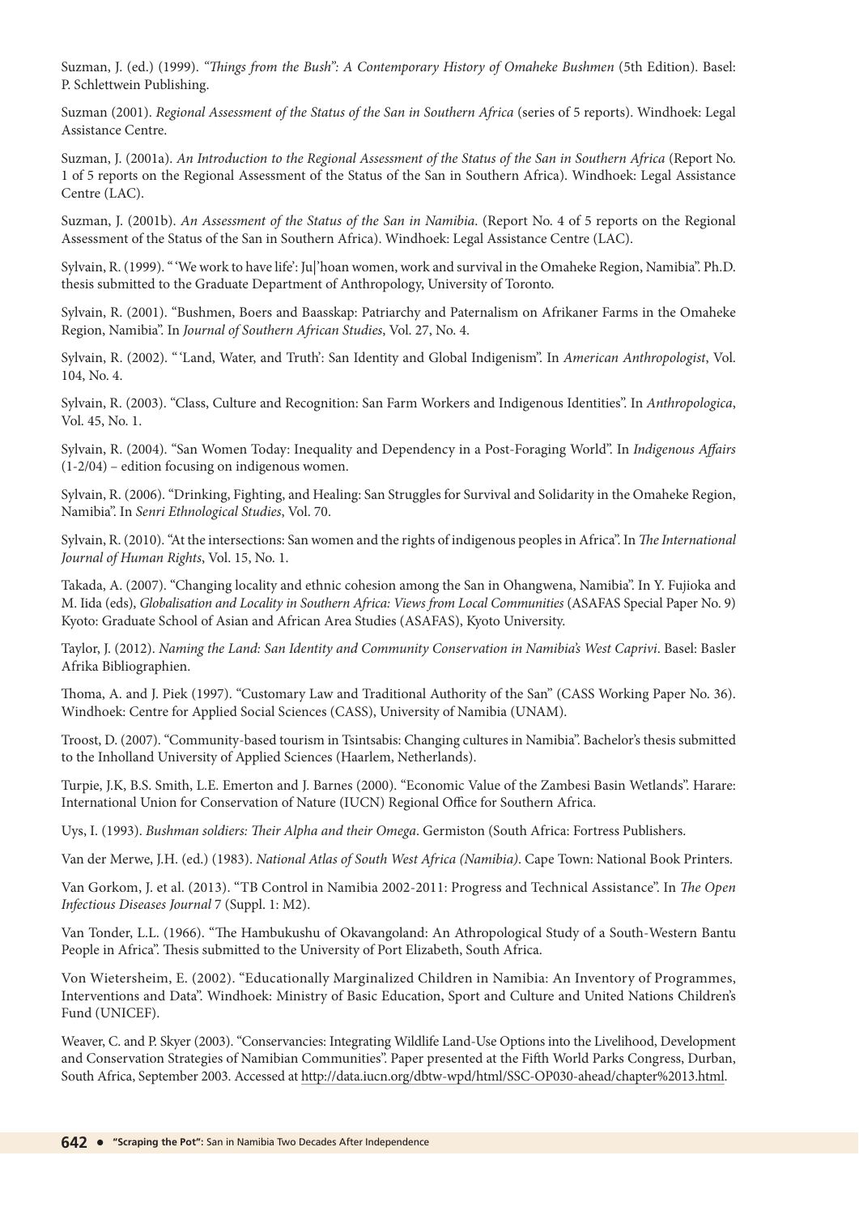Suzman, J. (ed.) (1999). *"Things from the Bush": A Contemporary History of Omaheke Bushmen* (5th Edition). Basel: P. Schlettwein Publishing.

Suzman (2001). *Regional Assessment of the Status of the San in Southern Africa* (series of 5 reports). Windhoek: Legal Assistance Centre.

Suzman, J. (2001a). *An Introduction to the Regional Assessment of the Status of the San in Southern Africa* (Report No. 1 of 5 reports on the Regional Assessment of the Status of the San in Southern Africa). Windhoek: Legal Assistance Centre (LAC).

Suzman, J. (2001b). *An Assessment of the Status of the San in Namibia*. (Report No. 4 of 5 reports on the Regional Assessment of the Status of the San in Southern Africa). Windhoek: Legal Assistance Centre (LAC).

Sylvain, R. (1999). " 'We work to have life': Ju|'hoan women, work and survival in the Omaheke Region, Namibia". Ph.D. thesis submitted to the Graduate Department of Anthropology, University of Toronto.

Sylvain, R. (2001). "Bushmen, Boers and Baasskap: Patriarchy and Paternalism on Afrikaner Farms in the Omaheke Region, Namibia". In *Journal of Southern African Studies*, Vol. 27, No. 4.

Sylvain, R. (2002). " 'Land, Water, and Truth': San Identity and Global Indigenism". In *American Anthropologist*, Vol. 104, No. 4.

Sylvain, R. (2003). "Class, Culture and Recognition: San Farm Workers and Indigenous Identities". In *Anthropologica*, Vol. 45, No. 1.

Sylvain, R. (2004). "San Women Today: Inequality and Dependency in a Post-Foraging World". In *Indigenous Affairs* (1-2/04) – edition focusing on indigenous women.

Sylvain, R. (2006). "Drinking, Fighting, and Healing: San Struggles for Survival and Solidarity in the Omaheke Region, Namibia". In *Senri Ethnological Studies*, Vol. 70.

Sylvain, R. (2010). "At the intersections: San women and the rights of indigenous peoples in Africa". In *The International Journal of Human Rights*, Vol. 15, No. 1.

Takada, A. (2007). "Changing locality and ethnic cohesion among the San in Ohangwena, Namibia". In Y. Fujioka and M. Iida (eds), *Globalisation and Locality in Southern Africa: Views from Local Communities* (ASAFAS Special Paper No. 9) Kyoto: Graduate School of Asian and African Area Studies (ASAFAS), Kyoto University.

Taylor, J. (2012). *Naming the Land: San Identity and Community Conservation in Namibia's West Caprivi*. Basel: Basler Afrika Bibliographien.

Thoma, A. and J. Piek (1997). "Customary Law and Traditional Authority of the San" (CASS Working Paper No. 36). Windhoek: Centre for Applied Social Sciences (CASS), University of Namibia (UNAM).

Troost, D. (2007). "Community-based tourism in Tsintsabis: Changing cultures in Namibia". Bachelor's thesis submitted to the Inholland University of Applied Sciences (Haarlem, Netherlands).

Turpie, J.K, B.S. Smith, L.E. Emerton and J. Barnes (2000). "Economic Value of the Zambesi Basin Wetlands". Harare: International Union for Conservation of Nature (IUCN) Regional Office for Southern Africa.

Uys, I. (1993). *Bushman soldiers: Their Alpha and their Omega*. Germiston (South Africa: Fortress Publishers.

Van der Merwe, J.H. (ed.) (1983). *National Atlas of South West Africa (Namibia)*. Cape Town: National Book Printers.

Van Gorkom, J. et al. (2013). "TB Control in Namibia 2002-2011: Progress and Technical Assistance". In *The Open Infectious Diseases Journal* 7 (Suppl. 1: M2).

Van Tonder, L.L. (1966). "The Hambukushu of Okavangoland: An Athropological Study of a South-Western Bantu People in Africa". Thesis submitted to the University of Port Elizabeth, South Africa.

Von Wietersheim, E. (2002). "Educationally Marginalized Children in Namibia: An Inventory of Programmes, Interventions and Data". Windhoek: Ministry of Basic Education, Sport and Culture and United Nations Children's Fund (UNICEF).

Weaver, C. and P. Skyer (2003). "Conservancies: Integrating Wildlife Land-Use Options into the Livelihood, Development and Conservation Strategies of Namibian Communities". Paper presented at the Fifth World Parks Congress, Durban, South Africa, September 2003. Accessed at http://data.iucn.org/dbtw-wpd/html/SSC-OP030-ahead/chapter%2013.html.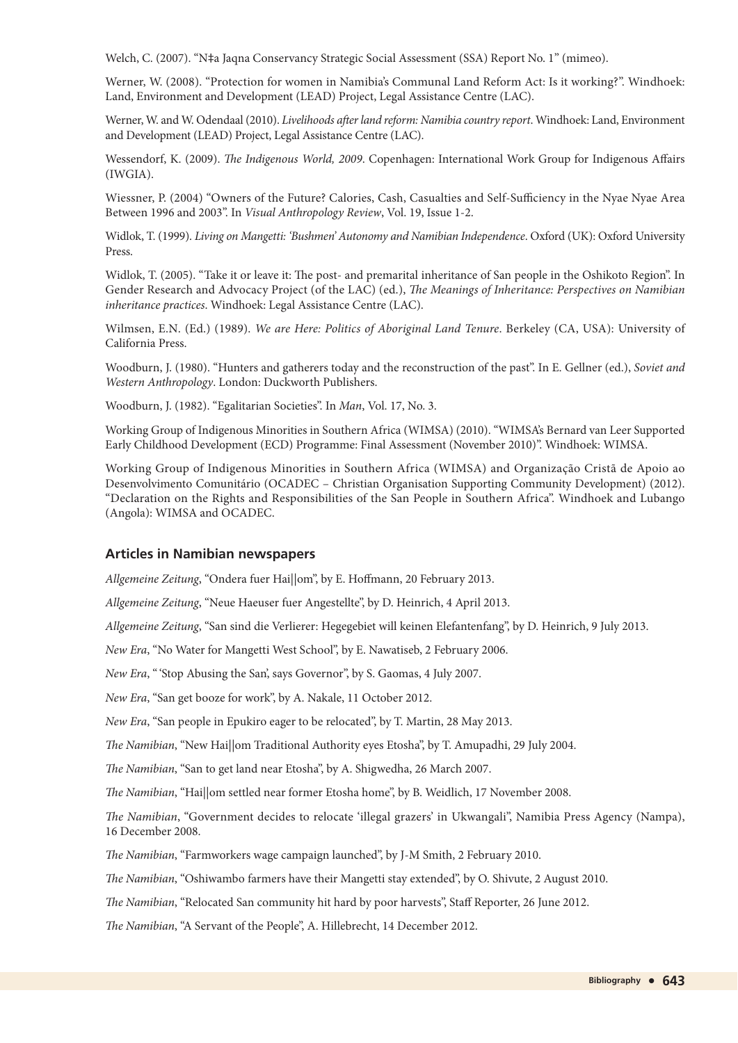Welch, C. (2007). "N‡a Jaqna Conservancy Strategic Social Assessment (SSA) Report No. 1" (mimeo).

Werner, W. (2008). "Protection for women in Namibia's Communal Land Reform Act: Is it working?". Windhoek: Land, Environment and Development (LEAD) Project, Legal Assistance Centre (LAC).

Werner, W. and W. Odendaal (2010). *Livelihoods after land reform: Namibia country report*. Windhoek: Land, Environment and Development (LEAD) Project, Legal Assistance Centre (LAC).

Wessendorf, K. (2009). *The Indigenous World, 2009*. Copenhagen: International Work Group for Indigenous Affairs (IWGIA).

Wiessner, P. (2004) "Owners of the Future? Calories, Cash, Casualties and Self-Sufficiency in the Nyae Nyae Area Between 1996 and 2003". In *Visual Anthropology Review*, Vol. 19, Issue 1-2.

Widlok, T. (1999). *Living on Mangetti: 'Bushmen' Autonomy and Namibian Independence*. Oxford (UK): Oxford University Press.

Widlok, T. (2005). "Take it or leave it: The post- and premarital inheritance of San people in the Oshikoto Region". In Gender Research and Advocacy Project (of the LAC) (ed.), *The Meanings of Inheritance: Perspectives on Namibian inheritance practices*. Windhoek: Legal Assistance Centre (LAC).

Wilmsen, E.N. (Ed.) (1989). *We are Here: Politics of Aboriginal Land Tenure*. Berkeley (CA, USA): University of California Press.

Woodburn, J. (1980). "Hunters and gatherers today and the reconstruction of the past". In E. Gellner (ed.), *Soviet and Western Anthropology*. London: Duckworth Publishers.

Woodburn, J. (1982). "Egalitarian Societies". In *Man*, Vol. 17, No. 3.

Working Group of Indigenous Minorities in Southern Africa (WIMSA) (2010). "WIMSA's Bernard van Leer Supported Early Childhood Development (ECD) Programme: Final Assessment (November 2010)". Windhoek: WIMSA.

Working Group of Indigenous Minorities in Southern Africa (WIMSA) and Organização Cristã de Apoio ao Desenvolvimento Comunitário (OCADEC – Christian Organisation Supporting Community Development) (2012). "Declaration on the Rights and Responsibilities of the San People in Southern Africa". Windhoek and Lubango (Angola): WIMSA and OCADEC.

### Articles in Namibian newspapers

*Allgemeine Zeitung*, "Ondera fuer Hai||om", by E. Hoffmann, 20 February 2013.

*Allgemeine Zeitung*, "Neue Haeuser fuer Angestellte", by D. Heinrich, 4 April 2013.

*Allgemeine Zeitung*, "San sind die Verlierer: Hegegebiet will keinen Elefantenfang", by D. Heinrich, 9 July 2013.

*New Era*, "No Water for Mangetti West School", by E. Nawatiseb, 2 February 2006.

*New Era*, "'Stop Abusing the San', says Governor", by S. Gaomas, 4 July 2007.

*New Era*, "San get booze for work", by A. Nakale, 11 October 2012.

*New Era*, "San people in Epukiro eager to be relocated", by T. Martin, 28 May 2013.

*The Namibian*, "New Hai||om Traditional Authority eyes Etosha", by T. Amupadhi, 29 July 2004.

*The Namibian*, "San to get land near Etosha", by A. Shigwedha, 26 March 2007.

*The Namibian*, "Hai||om settled near former Etosha home", by B. Weidlich, 17 November 2008.

*The Namibian*, "Government decides to relocate 'illegal grazers' in Ukwangali", Namibia Press Agency (Nampa), 16 December 2008.

*The Namibian*, "Farmworkers wage campaign launched", by J-M Smith, 2 February 2010.

*The Namibian*, "Oshiwambo farmers have their Mangetti stay extended", by O. Shivute, 2 August 2010.

*The Namibian*, "Relocated San community hit hard by poor harvests", Staff Reporter, 26 June 2012.

*The Namibian*, "A Servant of the People", A. Hillebrecht, 14 December 2012.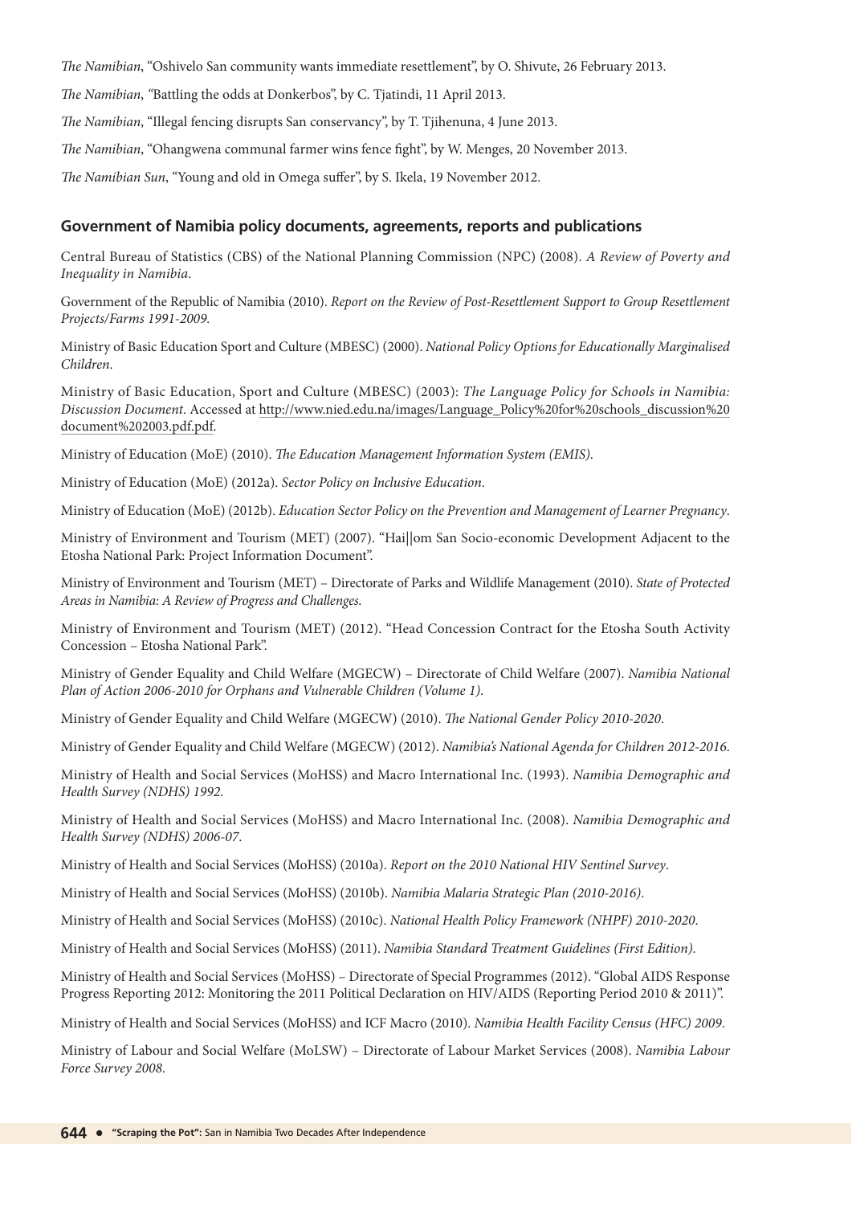*The Namibian*, "Oshivelo San community wants immediate resettlement", by O. Shivute, 26 February 2013.

*The Namibian*, "Battling the odds at Donkerbos", by C. Tjatindi, 11 April 2013.

*The Namibian*, "Illegal fencing disrupts San conservancy", by T. Tjihenuna, 4 June 2013.

*The Namibian*, "Ohangwena communal farmer wins fence fight", by W. Menges, 20 November 2013.

*The Namibian Sun*, "Young and old in Omega suffer", by S. Ikela, 19 November 2012.

## Government of Namibia policy documents, agreements, reports and publications

Central Bureau of Statistics (CBS) of the National Planning Commission (NPC) (2008). *A Review of Poverty and Inequality in Namibia*.

Government of the Republic of Namibia (2010). *Report on the Review of Post-Resettlement Support to Group Resettlement Projects/Farms 1991-2009.*

Ministry of Basic Education Sport and Culture (MBESC) (2000). *National Policy Options for Educationally Marginalised Children*.

Ministry of Basic Education, Sport and Culture (MBESC) (2003): *The Language Policy for Schools in Namibia: Discussion Document*. Accessed at http://www.nied.edu.na/images/Language_Policy%20for%20schools_discussion%20document%202003.pdf.pdf.

Ministry of Education (MoE) (2010). *The Education Management Information System (EMIS).*

Ministry of Education (MoE) (2012a). *Sector Policy on Inclusive Education*.

Ministry of Education (MoE) (2012b). *Education Sector Policy on the Prevention and Management of Learner Pregnancy*.

Ministry of Environment and Tourism (MET) (2007). "Hai||om San Socio-economic Development Adjacent to the Etosha National Park: Project Information Document".

Ministry of Environment and Tourism (MET) – Directorate of Parks and Wildlife Management (2010). *State of Protected Areas in Namibia: A Review of Progress and Challenges.*

Ministry of Environment and Tourism (MET) (2012). "Head Concession Contract for the Etosha South Activity Concession – Etosha National Park".

Ministry of Gender Equality and Child Welfare (MGECW) – Directorate of Child Welfare (2007). *Namibia National Plan of Action 2006-2010 for Orphans and Vulnerable Children (Volume 1).*

Ministry of Gender Equality and Child Welfare (MGECW) (2010). *The National Gender Policy 2010-2020.*

Ministry of Gender Equality and Child Welfare (MGECW) (2012). *Namibia's National Agenda for Children 2012-2016*.

Ministry of Health and Social Services (MoHSS) and Macro International Inc. (1993). *Namibia Demographic and Health Survey (NDHS) 1992.*

Ministry of Health and Social Services (MoHSS) and Macro International Inc. (2008). *Namibia Demographic and Health Survey (NDHS) 2006-07.*

Ministry of Health and Social Services (MoHSS) (2010a). *Report on the 2010 National HIV Sentinel Survey*.

Ministry of Health and Social Services (MoHSS) (2010b). *Namibia Malaria Strategic Plan (2010-2016)*.

Ministry of Health and Social Services (MoHSS) (2010c). *National Health Policy Framework (NHPF) 2010-2020.*

Ministry of Health and Social Services (MoHSS) (2011). *Namibia Standard Treatment Guidelines (First Edition).*

Ministry of Health and Social Services (MoHSS) – Directorate of Special Programmes (2012). "Global AIDS Response Progress Reporting 2012: Monitoring the 2011 Political Declaration on HIV/AIDS (Reporting Period 2010 & 2011)".

Ministry of Health and Social Services (MoHSS) and ICF Macro (2010). *Namibia Health Facility Census (HFC) 2009.*

Ministry of Labour and Social Welfare (MoLSW) – Directorate of Labour Market Services (2008). *Namibia Labour Force Survey 2008.*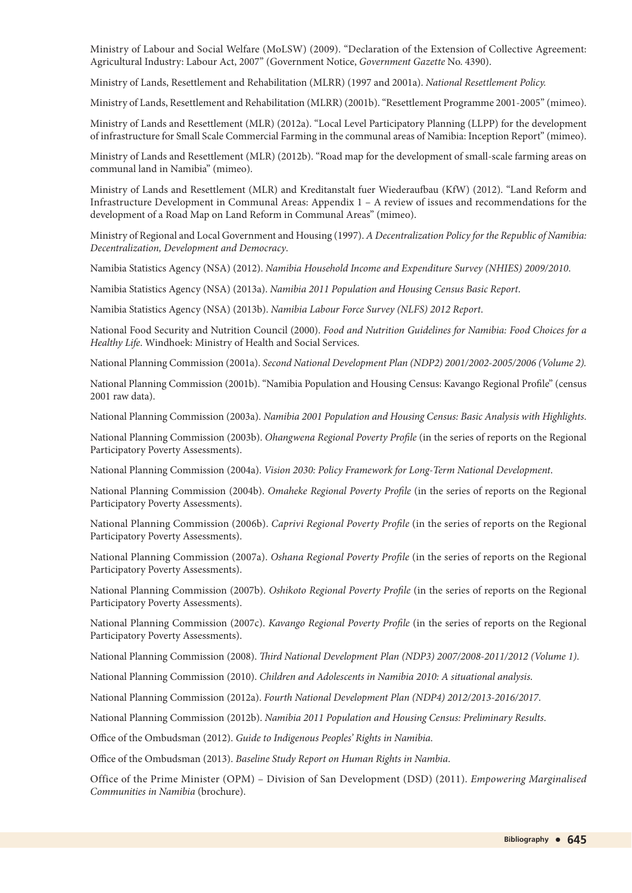Ministry of Labour and Social Welfare (MoLSW) (2009). "Declaration of the Extension of Collective Agreement: Agricultural Industry: Labour Act, 2007" (Government Notice, *Government Gazette* No. 4390).

Ministry of Lands, Resettlement and Rehabilitation (MLRR) (1997 and 2001a). *National Resettlement Policy.*

Ministry of Lands, Resettlement and Rehabilitation (MLRR) (2001b). "Resettlement Programme 2001-2005" (mimeo).

Ministry of Lands and Resettlement (MLR) (2012a). "Local Level Participatory Planning (LLPP) for the development of infrastructure for Small Scale Commercial Farming in the communal areas of Namibia: Inception Report" (mimeo).

Ministry of Lands and Resettlement (MLR) (2012b). "Road map for the development of small-scale farming areas on communal land in Namibia" (mimeo).

Ministry of Lands and Resettlement (MLR) and Kreditanstalt fuer Wiederaufbau (KfW) (2012). "Land Reform and Infrastructure Development in Communal Areas: Appendix 1 – A review of issues and recommendations for the development of a Road Map on Land Reform in Communal Areas" (mimeo).

Ministry of Regional and Local Government and Housing (1997). *A Decentralization Policy for the Republic of Namibia: Decentralization, Development and Democracy*.

Namibia Statistics Agency (NSA) (2012). *Namibia Household Income and Expenditure Survey (NHIES) 2009/2010*.

Namibia Statistics Agency (NSA) (2013a). *Namibia 2011 Population and Housing Census Basic Report*.

Namibia Statistics Agency (NSA) (2013b). *Namibia Labour Force Survey (NLFS) 2012 Report*.

National Food Security and Nutrition Council (2000). *Food and Nutrition Guidelines for Namibia: Food Choices for a Healthy Life*. Windhoek: Ministry of Health and Social Services.

National Planning Commission (2001a). *Second National Development Plan (NDP2) 2001/2002-2005/2006 (Volume 2).*

National Planning Commission (2001b). "Namibia Population and Housing Census: Kavango Regional Profile" (census 2001 raw data).

National Planning Commission (2003a). *Namibia 2001 Population and Housing Census: Basic Analysis with Highlights*.

National Planning Commission (2003b). *Ohangwena Regional Poverty Profile* (in the series of reports on the Regional Participatory Poverty Assessments).

National Planning Commission (2004a). *Vision 2030: Policy Framework for Long-Term National Development*.

National Planning Commission (2004b). *Omaheke Regional Poverty Profile* (in the series of reports on the Regional Participatory Poverty Assessments).

National Planning Commission (2006b). *Caprivi Regional Poverty Profile* (in the series of reports on the Regional Participatory Poverty Assessments).

National Planning Commission (2007a). *Oshana Regional Poverty Profile* (in the series of reports on the Regional Participatory Poverty Assessments).

National Planning Commission (2007b). *Oshikoto Regional Poverty Profile* (in the series of reports on the Regional Participatory Poverty Assessments).

National Planning Commission (2007c). *Kavango Regional Poverty Profile* (in the series of reports on the Regional Participatory Poverty Assessments).

National Planning Commission (2008). *Third National Development Plan (NDP3) 2007/2008-2011/2012 (Volume 1)*.

National Planning Commission (2010). *Children and Adolescents in Namibia 2010: A situational analysis*.

National Planning Commission (2012a). *Fourth National Development Plan (NDP4) 2012/2013-2016/2017*.

National Planning Commission (2012b). *Namibia 2011 Population and Housing Census: Preliminary Results*.

Office of the Ombudsman (2012). *Guide to Indigenous Peoples' Rights in Namibia*.

Office of the Ombudsman (2013). *Baseline Study Report on Human Rights in Nambia*.

Office of the Prime Minister (OPM) – Division of San Development (DSD) (2011). *Empowering Marginalised Communities in Namibia* (brochure).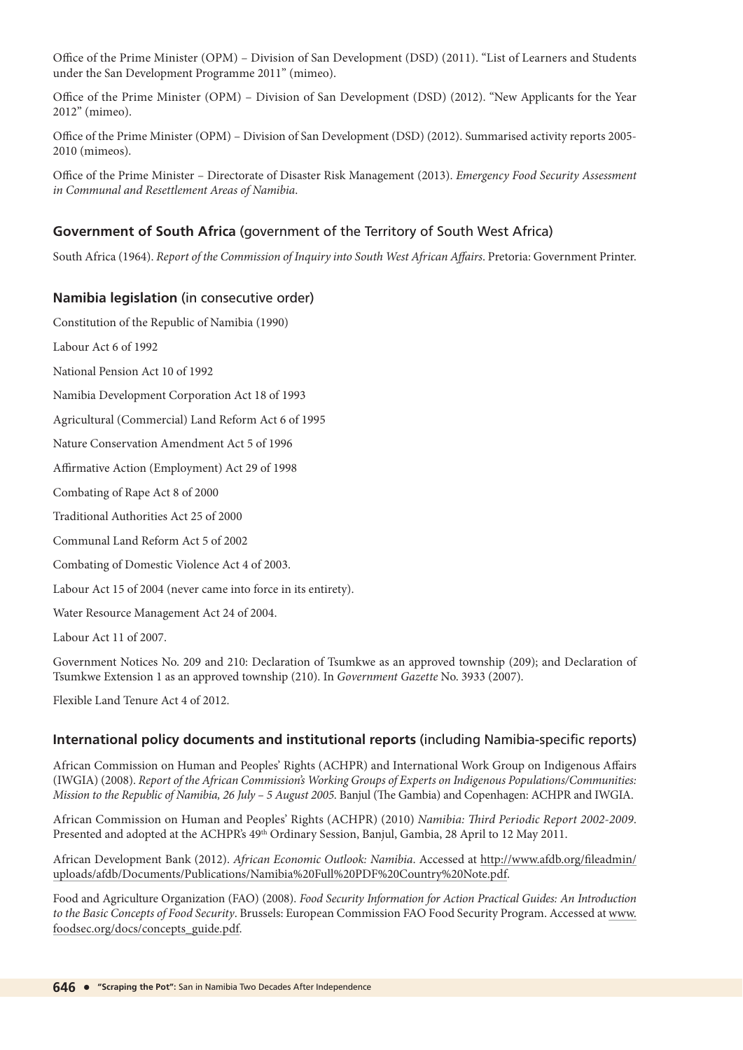Office of the Prime Minister (OPM) – Division of San Development (DSD) (2011). "List of Learners and Students under the San Development Programme 2011" (mimeo).

Office of the Prime Minister (OPM) – Division of San Development (DSD) (2012). "New Applicants for the Year 2012" (mimeo).

Office of the Prime Minister (OPM) – Division of San Development (DSD) (2012). Summarised activity reports 2005-2010 (mimeos).

Office of the Prime Minister – Directorate of Disaster Risk Management (2013). *Emergency Food Security Assessment in Communal and Resettlement Areas of Namibia*.

### **Government of South Africa** (government of the Territory of South West Africa)

South Africa (1964). *Report of the Commission of Inquiry into South West African Affairs*. Pretoria: Government Printer.

### **Namibia legislation** (in consecutive order)

Constitution of the Republic of Namibia (1990)

Labour Act 6 of 1992

National Pension Act 10 of 1992

Namibia Development Corporation Act 18 of 1993

Agricultural (Commercial) Land Reform Act 6 of 1995

Nature Conservation Amendment Act 5 of 1996

Affirmative Action (Employment) Act 29 of 1998

Combating of Rape Act 8 of 2000

Traditional Authorities Act 25 of 2000

Communal Land Reform Act 5 of 2002

Combating of Domestic Violence Act 4 of 2003.

Labour Act 15 of 2004 (never came into force in its entirety).

Water Resource Management Act 24 of 2004.

Labour Act 11 of 2007.

Government Notices No. 209 and 210: Declaration of Tsumkwe as an approved township (209); and Declaration of Tsumkwe Extension 1 as an approved township (210). In *Government Gazette* No. 3933 (2007).

Flexible Land Tenure Act 4 of 2012.

### **International policy documents and institutional reports** (including Namibia-specific reports)

African Commission on Human and Peoples' Rights (ACHPR) and International Work Group on Indigenous Affairs (IWGIA) (2008). *Report of the African Commission's Working Groups of Experts on Indigenous Populations/Communities: Mission to the Republic of Namibia, 26 July – 5 August 2005.* Banjul (The Gambia) and Copenhagen: ACHPR and IWGIA.

African Commission on Human and Peoples' Rights (ACHPR) (2010) *Namibia: Third Periodic Report 2002-2009*. Presented and adopted at the ACHPR's 49th Ordinary Session, Banjul, Gambia, 28 April to 12 May 2011.

African Development Bank (2012). *African Economic Outlook: Namibia*. Accessed at http://www.afdb.org/fileadmin/uploads/afdb/Documents/Publications/Namibia%20Full%20PDF%20Country%20Note.pdf.

Food and Agriculture Organization (FAO) (2008). *Food Security Information for Action Practical Guides: An Introduction to the Basic Concepts of Food Security*. Brussels: European Commission FAO Food Security Program. Accessed at www.foodsec.org/docs/concepts_guide.pdf.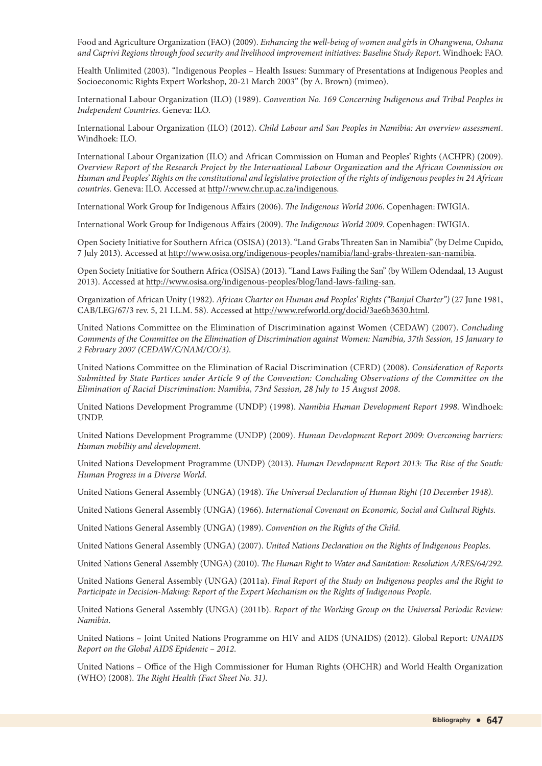Food and Agriculture Organization (FAO) (2009). *Enhancing the well-being of women and girls in Ohangwena, Oshana and Caprivi Regions through food security and livelihood improvement initiatives: Baseline Study Report*. Windhoek: FAO.

Health Unlimited (2003). "Indigenous Peoples – Health Issues: Summary of Presentations at Indigenous Peoples and Socioeconomic Rights Expert Workshop, 20-21 March 2003" (by A. Brown) (mimeo).

International Labour Organization (ILO) (1989). *Convention No. 169 Concerning Indigenous and Tribal Peoples in Independent Countries*. Geneva: ILO.

International Labour Organization (ILO) (2012). *Child Labour and San Peoples in Namibia: An overview assessment*. Windhoek: ILO.

International Labour Organization (ILO) and African Commission on Human and Peoples' Rights (ACHPR) (2009). *Overview Report of the Research Project by the International Labour Organization and the African Commission on Human and Peoples' Rights on the constitutional and legislative protection of the rights of indigenous peoples in 24 African countries*. Geneva: ILO. Accessed at http//:www.chr.up.ac.za/indigenous.

International Work Group for Indigenous Affairs (2006). *The Indigenous World 2006*. Copenhagen: IWIGIA.

International Work Group for Indigenous Affairs (2009). *The Indigenous World 2009*. Copenhagen: IWIGIA.

Open Society Initiative for Southern Africa (OSISA) (2013). "Land Grabs Threaten San in Namibia" (by Delme Cupido, 7 July 2013). Accessed at http://www.osisa.org/indigenous-peoples/namibia/land-grabs-threaten-san-namibia.

Open Society Initiative for Southern Africa (OSISA) (2013). "Land Laws Failing the San" (by Willem Odendaal, 13 August 2013). Accessed at http://www.osisa.org/indigenous-peoples/blog/land-laws-failing-san.

Organization of African Unity (1982). *African Charter on Human and Peoples' Rights ("Banjul Charter")* (27 June 1981, CAB/LEG/67/3 rev. 5, 21 I.L.M. 58). Accessed at http://www.refworld.org/docid/3ae6b3630.html.

United Nations Committee on the Elimination of Discrimination against Women (CEDAW) (2007). *Concluding Comments of the Committee on the Elimination of Discrimination against Women: Namibia, 37th Session, 15 January to 2 February 2007 (CEDAW/C/NAM/CO/3)*.

United Nations Committee on the Elimination of Racial Discrimination (CERD) (2008). *Consideration of Reports Submitted by State Partices under Article 9 of the Convention: Concluding Observations of the Committee on the Elimination of Racial Discrimination: Namibia, 73rd Session, 28 July to 15 August 2008*.

United Nations Development Programme (UNDP) (1998). *Namibia Human Development Report 1998*. Windhoek: UNDP.

United Nations Development Programme (UNDP) (2009). *Human Development Report 2009: Overcoming barriers: Human mobility and development*.

United Nations Development Programme (UNDP) (2013). *Human Development Report 2013: The Rise of the South: Human Progress in a Diverse World*.

United Nations General Assembly (UNGA) (1948). *The Universal Declaration of Human Right (10 December 1948)*.

United Nations General Assembly (UNGA) (1966). *International Covenant on Economic, Social and Cultural Rights*.

United Nations General Assembly (UNGA) (1989). *Convention on the Rights of the Child*.

United Nations General Assembly (UNGA) (2007). *United Nations Declaration on the Rights of Indigenous Peoples*.

United Nations General Assembly (UNGA) (2010). *The Human Right to Water and Sanitation: Resolution A/RES/64/292*.

United Nations General Assembly (UNGA) (2011a). *Final Report of the Study on Indigenous peoples and the Right to Participate in Decision-Making: Report of the Expert Mechanism on the Rights of Indigenous People*.

United Nations General Assembly (UNGA) (2011b). *Report of the Working Group on the Universal Periodic Review: Namibia*.

United Nations – Joint United Nations Programme on HIV and AIDS (UNAIDS) (2012). Global Report: *UNAIDS Report on the Global AIDS Epidemic – 2012*.

United Nations – Office of the High Commissioner for Human Rights (OHCHR) and World Health Organization (WHO) (2008). *The Right Health (Fact Sheet No. 31)*.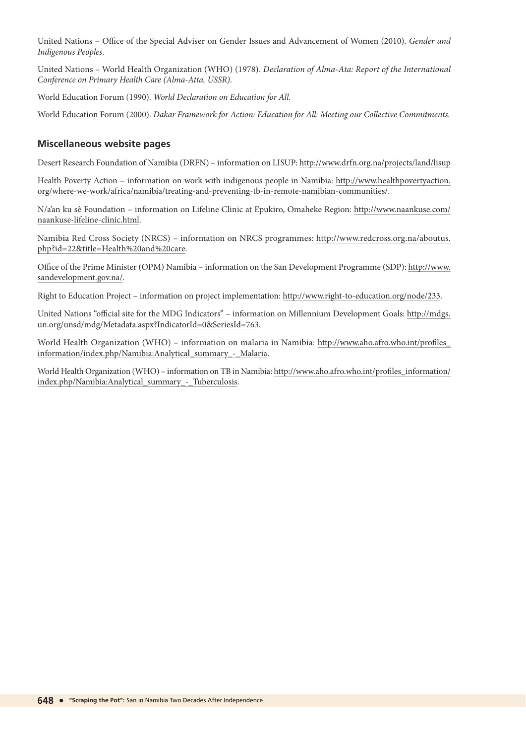United Nations – Office of the Special Adviser on Gender Issues and Advancement of Women (2010). *Gender and Indigenous Peoples*.

United Nations – World Health Organization (WHO) (1978). *Declaration of Alma-Ata: Report of the International Conference on Primary Health Care (Alma-Atta, USSR)*.

World Education Forum (1990). *World Declaration on Education for All.*

World Education Forum (2000). *Dakar Framework for Action: Education for All: Meeting our Collective Commitments.*

### Miscellaneous website pages

Desert Research Foundation of Namibia (DRFN) – information on LISUP: http://www.drfn.org.na/projects/land/lisup

Health Poverty Action – information on work with indigenous people in Namibia: http://www.healthpovertyaction.org/where-we-work/africa/namibia/treating-and-preventing-tb-in-remote-namibian-communities/.

N/a'an ku sê Foundation – information on Lifeline Clinic at Epukiro, Omaheke Region: http://www.naankuse.com/naankuse-lifeline-clinic.html.

Namibia Red Cross Society (NRCS) – information on NRCS programmes: http://www.redcross.org.na/aboutus.php?id=22&title=Health%20and%20care.

Office of the Prime Minister (OPM) Namibia – information on the San Development Programme (SDP): http://www.sandevelopment.gov.na/.

Right to Education Project – information on project implementation: http://www.right-to-education.org/node/233.

United Nations "official site for the MDG Indicators" – information on Millennium Development Goals: http://mdgs.un.org/unsd/mdg/Metadata.aspx?IndicatorId=0&SeriesId=763.

World Health Organization (WHO) – information on malaria in Namibia: http://www.aho.afro.who.int/profiles_information/index.php/Namibia:Analytical_summary_-_Malaria.

World Health Organization (WHO) – information on TB in Namibia: http://www.aho.afro.who.int/profiles_information/index.php/Namibia:Analytical_summary_-_Tuberculosis.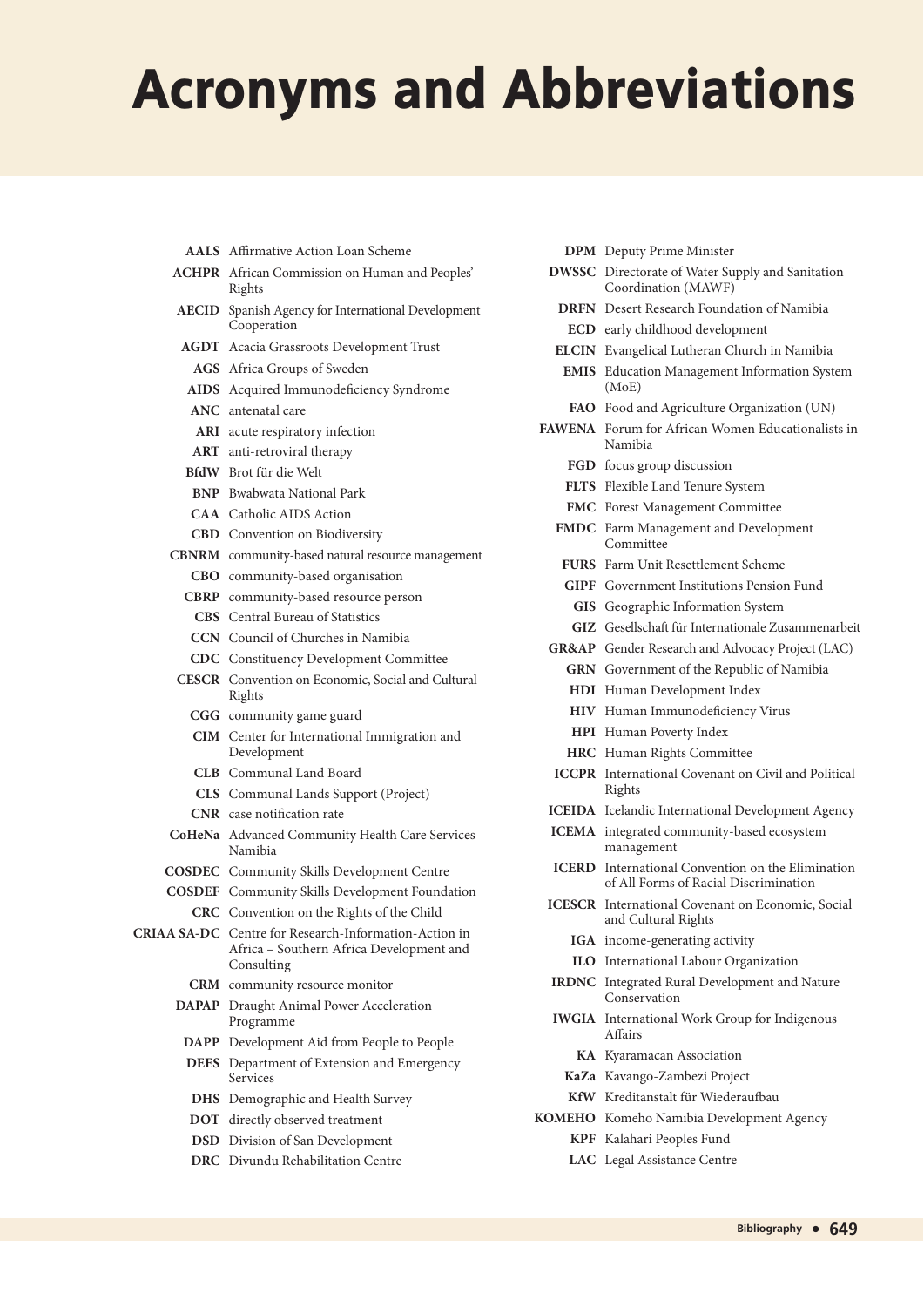# Acronyms and Abbreviations

**AALS** Affirmative Action Loan Scheme
**ACHPR** African Commission on Human and Peoples' Rights
**AECID** Spanish Agency for International Development Cooperation
**AGDT** Acacia Grassroots Development Trust
**AGS** Africa Groups of Sweden
**AIDS** Acquired Immunodeficiency Syndrome
**ANC** antenatal care
**ARI** acute respiratory infection
**ART** anti-retroviral therapy
**BfdW** Brot für die Welt
**BNP** Bwabwata National Park
**CAA** Catholic AIDS Action
**CBD** Convention on Biodiversity
**CBNRM** community-based natural resource management
**CBO** community-based organisation
**CBRP** community-based resource person
**CBS** Central Bureau of Statistics
**CCN** Council of Churches in Namibia
**CDC** Constituency Development Committee
**CESCR** Convention on Economic, Social and Cultural Rights
**CGG** community game guard
**CIM** Center for International Immigration and Development
**CLB** Communal Land Board
**CLS** Communal Lands Support (Project)
**CNR** case notification rate
**CoHeNa** Advanced Community Health Care Services Namibia
**COSDEC** Community Skills Development Centre
**COSDEF** Community Skills Development Foundation
**CRC** Convention on the Rights of the Child
**CRIAA SA-DC** Centre for Research-Information-Action in Africa – Southern Africa Development and Consulting
**CRM** community resource monitor
**DAPAP** Draught Animal Power Acceleration Programme
**DAPP** Development Aid from People to People
**DEES** Department of Extension and Emergency Services
**DHS** Demographic and Health Survey
**DOT** directly observed treatment
**DSD** Division of San Development
**DRC** Divundu Rehabilitation Centre
**DPM** Deputy Prime Minister
**DWSSC** Directorate of Water Supply and Sanitation Coordination (MAWF)
**DRFN** Desert Research Foundation of Namibia
**ECD** early childhood development
**ELCIN** Evangelical Lutheran Church in Namibia
**EMIS** Education Management Information System (MoE)
**FAO** Food and Agriculture Organization (UN)
**FAWENA** Forum for African Women Educationalists in Namibia
**FGD** focus group discussion
**FLTS** Flexible Land Tenure System
**FMC** Forest Management Committee
**FMDC** Farm Management and Development Committee
**FURS** Farm Unit Resettlement Scheme
**GIPF** Government Institutions Pension Fund
**GIS** Geographic Information System
**GIZ** Gesellschaft für Internationale Zusammenarbeit
**GR&AP** Gender Research and Advocacy Project (LAC)
**GRN** Government of the Republic of Namibia
**HDI** Human Development Index
**HIV** Human Immunodeficiency Virus
**HPI** Human Poverty Index
**HRC** Human Rights Committee
**ICCPR** International Covenant on Civil and Political Rights
**ICEIDA** Icelandic International Development Agency
**ICEMA** integrated community-based ecosystem management
**ICERD** International Convention on the Elimination of All Forms of Racial Discrimination
**ICESCR** International Covenant on Economic, Social and Cultural Rights
**IGA** income-generating activity
**ILO** International Labour Organization
**IRDNC** Integrated Rural Development and Nature Conservation
**IWGIA** International Work Group for Indigenous Affairs
**KA** Kyaramacan Association
**KaZa** Kavango-Zambezi Project
**KfW** Kreditanstalt für Wiederaufbau
**KOMEHO** Komeho Namibia Development Agency
**KPF** Kalahari Peoples Fund
**LAC** Legal Assistance Centre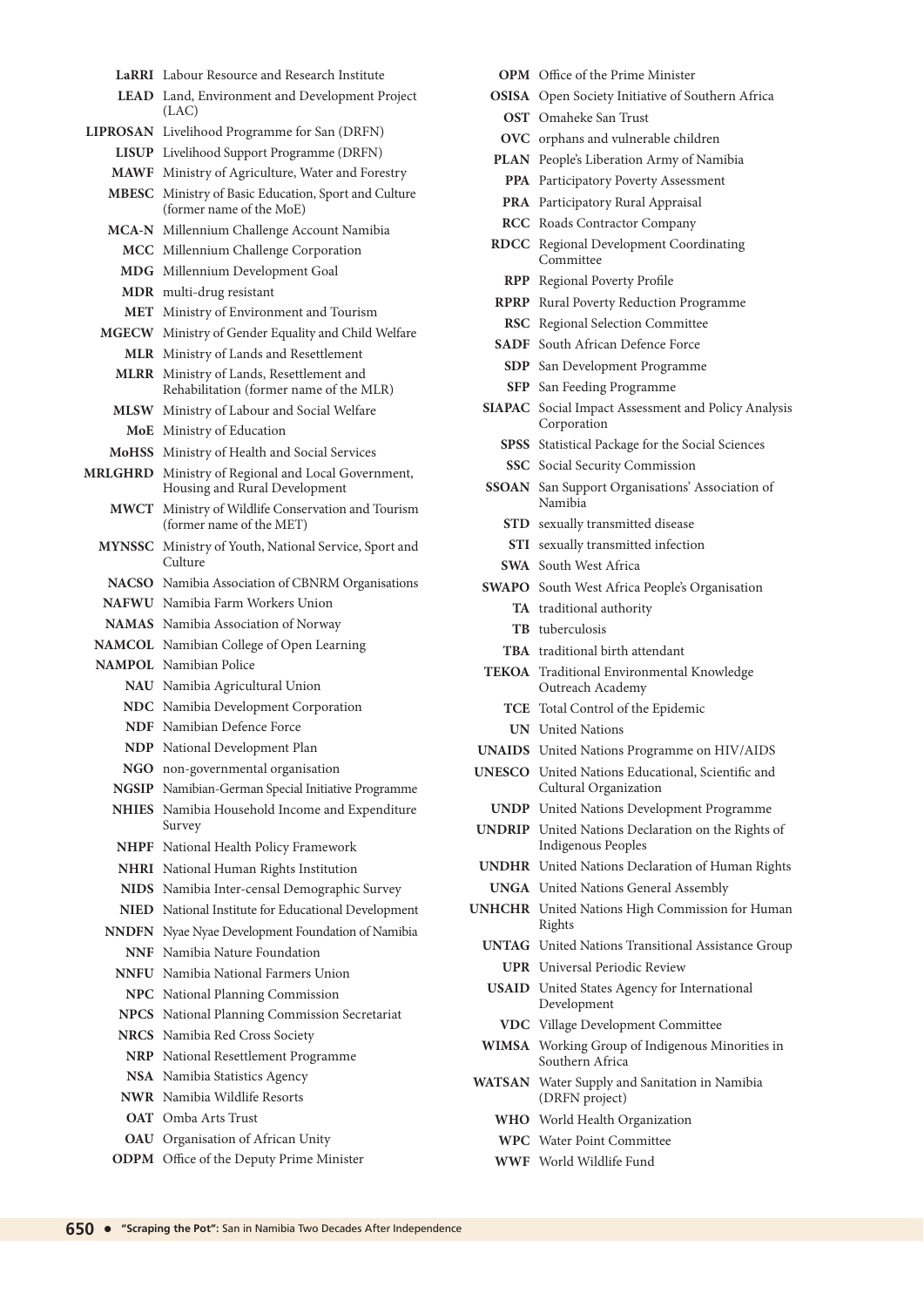| | |
|---|---|
| **LaRRI** | Labour Resource and Research Institute |
| **LEAD** | Land, Environment and Development Project (LAC) |
| **LIPROSAN** | Livelihood Programme for San (DRFN) |
| **LISUP** | Livelihood Support Programme (DRFN) |
| **MAWF** | Ministry of Agriculture, Water and Forestry |
| **MBESC** | Ministry of Basic Education, Sport and Culture (former name of the MoE) |
| **MCA-N** | Millennium Challenge Account Namibia |
| **MCC** | Millennium Challenge Corporation |
| **MDG** | Millennium Development Goal |
| **MDR** | multi-drug resistant |
| **MET** | Ministry of Environment and Tourism |
| **MGECW** | Ministry of Gender Equality and Child Welfare |
| **MLR** | Ministry of Lands and Resettlement |
| **MLRR** | Ministry of Lands, Resettlement and Rehabilitation (former name of the MLR) |
| **MLSW** | Ministry of Labour and Social Welfare |
| **MoE** | Ministry of Education |
| **MoHSS** | Ministry of Health and Social Services |
| **MRLGHRD** | Ministry of Regional and Local Government, Housing and Rural Development |
| **MWCT** | Ministry of Wildlife Conservation and Tourism (former name of the MET) |
| **MYNSSC** | Ministry of Youth, National Service, Sport and Culture |
| **NACSO** | Namibia Association of CBNRM Organisations |
| **NAFWU** | Namibia Farm Workers Union |
| **NAMAS** | Namibia Association of Norway |
| **NAMCOL** | Namibian College of Open Learning |
| **NAMPOL** | Namibian Police |
| **NAU** | Namibia Agricultural Union |
| **NDC** | Namibia Development Corporation |
| **NDF** | Namibian Defence Force |
| **NDP** | National Development Plan |
| **NGO** | non-governmental organisation |
| **NGSIP** | Namibian-German Special Initiative Programme |
| **NHIES** | Namibia Household Income and Expenditure Survey |
| **NHPF** | National Health Policy Framework |
| **NHRI** | National Human Rights Institution |
| **NIDS** | Namibia Inter-censal Demographic Survey |
| **NIED** | National Institute for Educational Development |
| **NNDFN** | Nyae Nyae Development Foundation of Namibia |
| **NNF** | Namibia Nature Foundation |
| **NNFU** | Namibia National Farmers Union |
| **NPC** | National Planning Commission |
| **NPCS** | National Planning Commission Secretariat |
| **NRCS** | Namibia Red Cross Society |
| **NRP** | National Resettlement Programme |
| **NSA** | Namibia Statistics Agency |
| **NWR** | Namibia Wildlife Resorts |
| **OAT** | Omba Arts Trust |
| **OAU** | Organisation of African Unity |
| **ODPM** | Office of the Deputy Prime Minister |
| **OPM** | Office of the Prime Minister |
| **OSISA** | Open Society Initiative of Southern Africa |
| **OST** | Omaheke San Trust |
| **OVC** | orphans and vulnerable children |
| **PLAN** | People's Liberation Army of Namibia |
| **PPA** | Participatory Poverty Assessment |
| **PRA** | Participatory Rural Appraisal |
| **RCC** | Roads Contractor Company |
| **RDCC** | Regional Development Coordinating Committee |
| **RPP** | Regional Poverty Profile |
| **RPRP** | Rural Poverty Reduction Programme |
| **RSC** | Regional Selection Committee |
| **SADF** | South African Defence Force |
| **SDP** | San Development Programme |
| **SFP** | San Feeding Programme |
| **SIAPAC** | Social Impact Assessment and Policy Analysis Corporation |
| **SPSS** | Statistical Package for the Social Sciences |
| **SSC** | Social Security Commission |
| **SSOAN** | San Support Organisations' Association of Namibia |
| **STD** | sexually transmitted disease |
| **STI** | sexually transmitted infection |
| **SWA** | South West Africa |
| **SWAPO** | South West Africa People's Organisation |
| **TA** | traditional authority |
| **TB** | tuberculosis |
| **TBA** | traditional birth attendant |
| **TEKOA** | Traditional Environmental Knowledge Outreach Academy |
| **TCE** | Total Control of the Epidemic |
| **UN** | United Nations |
| **UNAIDS** | United Nations Programme on HIV/AIDS |
| **UNESCO** | United Nations Educational, Scientific and Cultural Organization |
| **UNDP** | United Nations Development Programme |
| **UNDRIP** | United Nations Declaration on the Rights of Indigenous Peoples |
| **UNDHR** | United Nations Declaration of Human Rights |
| **UNGA** | United Nations General Assembly |
| **UNHCHR** | United Nations High Commission for Human Rights |
| **UNTAG** | United Nations Transitional Assistance Group |
| **UPR** | Universal Periodic Review |
| **USAID** | United States Agency for International Development |
| **VDC** | Village Development Committee |
| **WIMSA** | Working Group of Indigenous Minorities in Southern Africa |
| **WATSAN** | Water Supply and Sanitation in Namibia (DRFN project) |
| **WHO** | World Health Organization |
| **WPC** | Water Point Committee |
| **WWF** | World Wildlife Fund |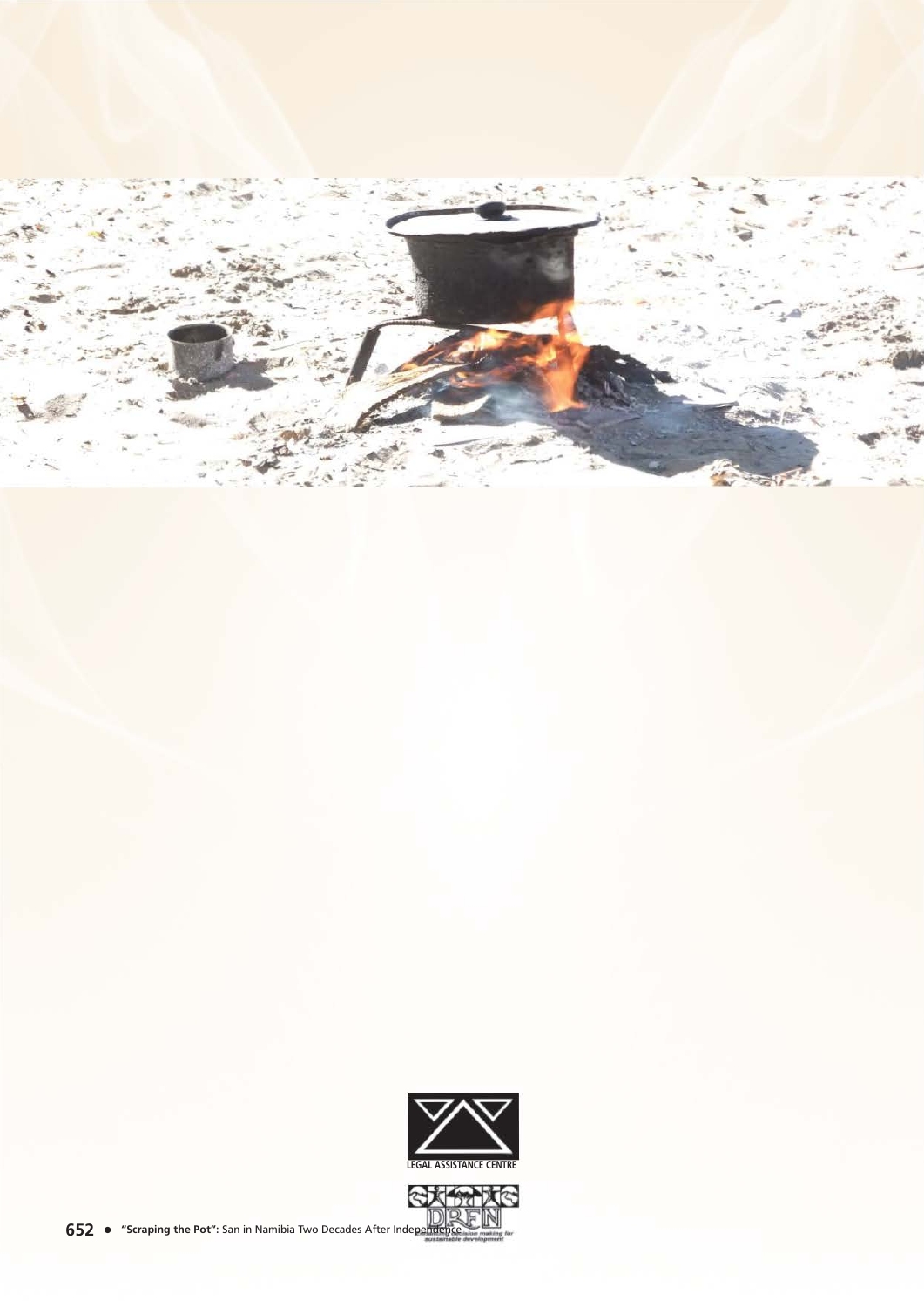LEGAL ASSISTANCE CENTRE

DRFN

Enhancing decision making for sustainable development